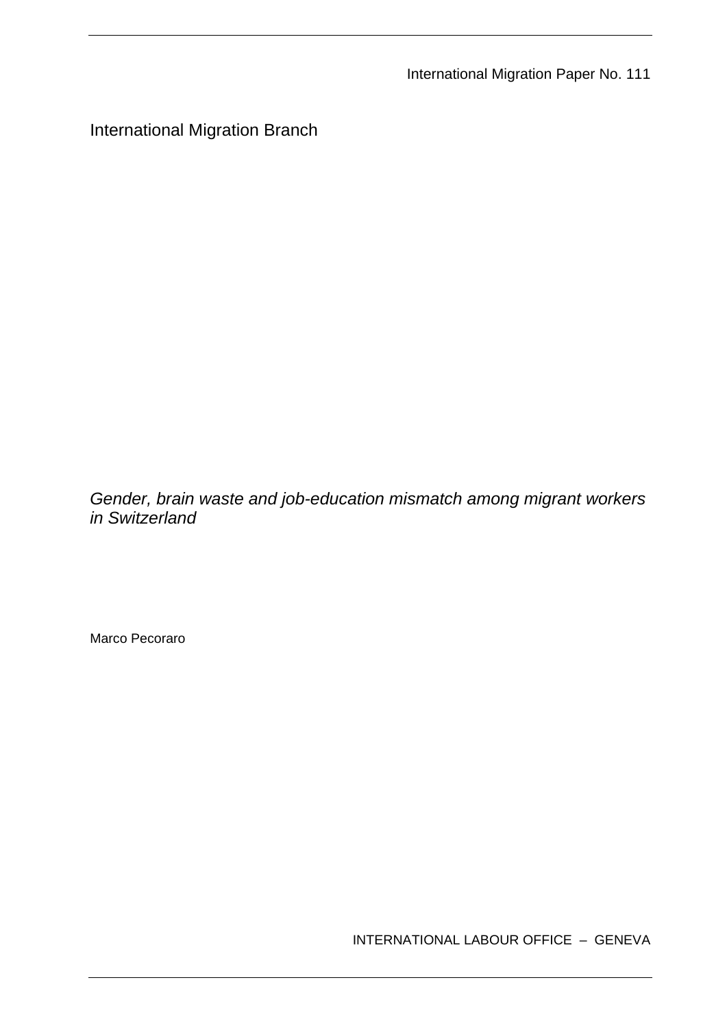International Migration Paper No. 111

International Migration Branch

*Gender, brain waste and job-education mismatch among migrant workers in Switzerland*

Marco Pecoraro

INTERNATIONAL LABOUR OFFICE – GENEVA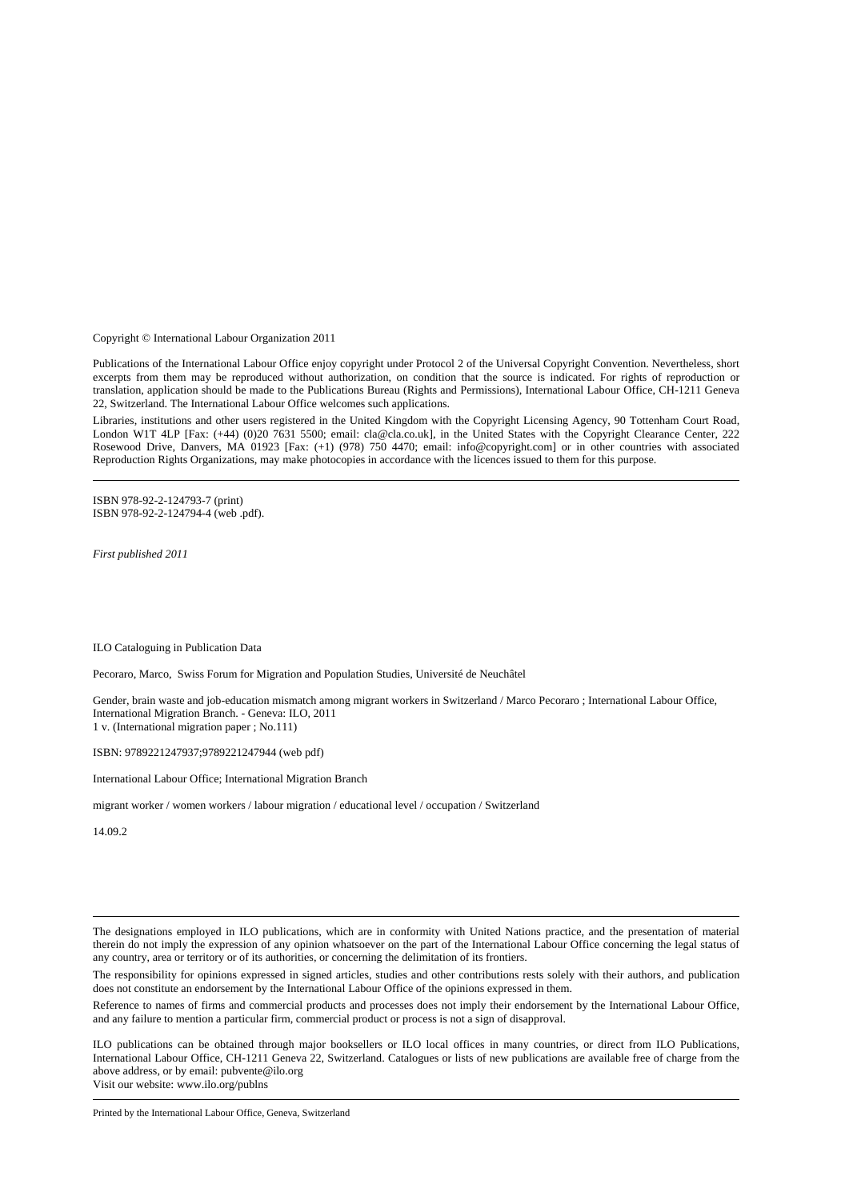Copyright © International Labour Organization 2011

Publications of the International Labour Office enjoy copyright under Protocol 2 of the Universal Copyright Convention. Nevertheless, short excerpts from them may be reproduced without authorization, on condition that the source is indicated. For rights of reproduction or translation, application should be made to the Publications Bureau (Rights and Permissions), International Labour Office, CH-1211 Geneva 22, Switzerland. The International Labour Office welcomes such applications.

Libraries, institutions and other users registered in the United Kingdom with the Copyright Licensing Agency, 90 Tottenham Court Road, London W1T 4LP [Fax: (+44) (0)20 7631 5500; email: cla@cla.co.uk], in the United States with the Copyright Clearance Center, 222 Rosewood Drive, Danvers, MA 01923 [Fax: (+1) (978) 750 4470; email: info@copyright.com] or in other countries with associated Reproduction Rights Organizations, may make photocopies in accordance with the licences issued to them for this purpose.

---

ISBN 978-92-2-124793-7 (print)
ISBN 978-92-2-124794-4 (web .pdf).

*First published 2011*

ILO Cataloguing in Publication Data

Pecoraro, Marco, Swiss Forum for Migration and Population Studies, Université de Neuchâtel

Gender, brain waste and job-education mismatch among migrant workers in Switzerland / Marco Pecoraro ; International Labour Office, International Migration Branch. - Geneva: ILO, 2011
1 v. (International migration paper ; No.111)

ISBN: 9789221247937;9789221247944 (web pdf)

International Labour Office; International Migration Branch

migrant worker / women workers / labour migration / educational level / occupation / Switzerland

14.09.2

---

The designations employed in ILO publications, which are in conformity with United Nations practice, and the presentation of material therein do not imply the expression of any opinion whatsoever on the part of the International Labour Office concerning the legal status of any country, area or territory or of its authorities, or concerning the delimitation of its frontiers.

The responsibility for opinions expressed in signed articles, studies and other contributions rests solely with their authors, and publication does not constitute an endorsement by the International Labour Office of the opinions expressed in them.

Reference to names of firms and commercial products and processes does not imply their endorsement by the International Labour Office, and any failure to mention a particular firm, commercial product or process is not a sign of disapproval.

ILO publications can be obtained through major booksellers or ILO local offices in many countries, or direct from ILO Publications, International Labour Office, CH-1211 Geneva 22, Switzerland. Catalogues or lists of new publications are available free of charge from the above address, or by email: pubvente@ilo.org
Visit our website: www.ilo.org/publns

---

Printed by the International Labour Office, Geneva, Switzerland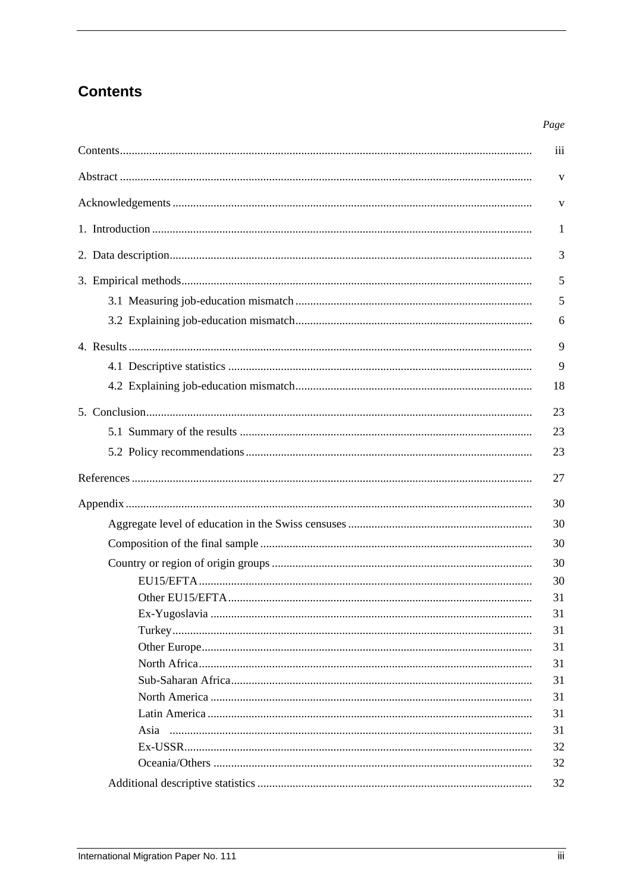# Contents

| | Page |
|---|---|
| Contents | iii |
| Abstract | v |
| Acknowledgements | v |
| 1. Introduction | 1 |
| 2. Data description | 3 |
| 3. Empirical methods | 5 |
| 3.1 Measuring job-education mismatch | 5 |
| 3.2 Explaining job-education mismatch | 6 |
| 4. Results | 9 |
| 4.1 Descriptive statistics | 9 |
| 4.2 Explaining job-education mismatch | 18 |
| 5. Conclusion | 23 |
| 5.1 Summary of the results | 23 |
| 5.2 Policy recommendations | 23 |
| References | 27 |
| Appendix | 30 |
| Aggregate level of education in the Swiss censuses | 30 |
| Composition of the final sample | 30 |
| Country or region of origin groups | 30 |
| EU15/EFTA | 30 |
| Other EU15/EFTA | 31 |
| Ex-Yugoslavia | 31 |
| Turkey | 31 |
| Other Europe | 31 |
| North Africa | 31 |
| Sub-Saharan Africa | 31 |
| North America | 31 |
| Latin America | 31 |
| Asia | 31 |
| Ex-USSR | 32 |
| Oceania/Others | 32 |
| Additional descriptive statistics | 32 |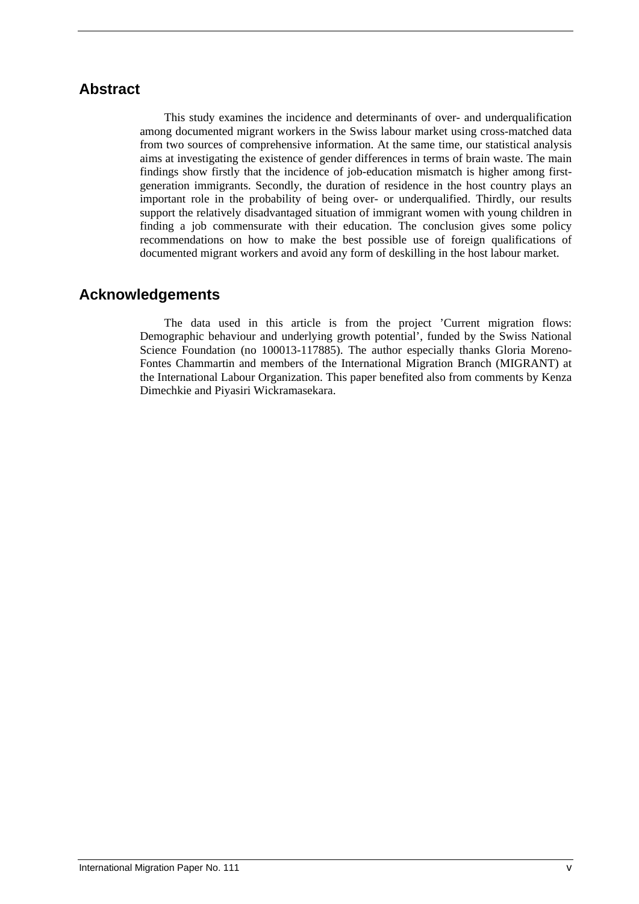## Abstract

This study examines the incidence and determinants of over- and underqualification among documented migrant workers in the Swiss labour market using cross-matched data from two sources of comprehensive information. At the same time, our statistical analysis aims at investigating the existence of gender differences in terms of brain waste. The main findings show firstly that the incidence of job-education mismatch is higher among first-generation immigrants. Secondly, the duration of residence in the host country plays an important role in the probability of being over- or underqualified. Thirdly, our results support the relatively disadvantaged situation of immigrant women with young children in finding a job commensurate with their education. The conclusion gives some policy recommendations on how to make the best possible use of foreign qualifications of documented migrant workers and avoid any form of deskilling in the host labour market.

## Acknowledgements

The data used in this article is from the project 'Current migration flows: Demographic behaviour and underlying growth potential', funded by the Swiss National Science Foundation (no 100013-117885). The author especially thanks Gloria Moreno-Fontes Chammartin and members of the International Migration Branch (MIGRANT) at the International Labour Organization. This paper benefited also from comments by Kenza Dimechkie and Piyasiri Wickramasekara.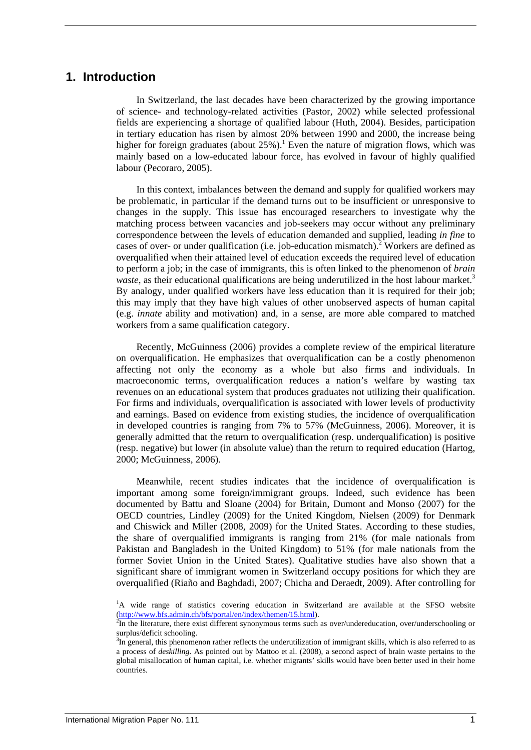# 1. Introduction

In Switzerland, the last decades have been characterized by the growing importance of science- and technology-related activities (Pastor, 2002) while selected professional fields are experiencing a shortage of qualified labour (Huth, 2004). Besides, participation in tertiary education has risen by almost 20% between 1990 and 2000, the increase being higher for foreign graduates (about 25%).[1] Even the nature of migration flows, which was mainly based on a low-educated labour force, has evolved in favour of highly qualified labour (Pecoraro, 2005).

In this context, imbalances between the demand and supply for qualified workers may be problematic, in particular if the demand turns out to be insufficient or unresponsive to changes in the supply. This issue has encouraged researchers to investigate why the matching process between vacancies and job-seekers may occur without any preliminary correspondence between the levels of education demanded and supplied, leading *in fine* to cases of over- or under qualification (i.e. job-education mismatch).[2] Workers are defined as overqualified when their attained level of education exceeds the required level of education to perform a job; in the case of immigrants, this is often linked to the phenomenon of *brain waste*, as their educational qualifications are being underutilized in the host labour market.[3] By analogy, under qualified workers have less education than it is required for their job; this may imply that they have high values of other unobserved aspects of human capital (e.g. *innate* ability and motivation) and, in a sense, are more able compared to matched workers from a same qualification category.

Recently, McGuinness (2006) provides a complete review of the empirical literature on overqualification. He emphasizes that overqualification can be a costly phenomenon affecting not only the economy as a whole but also firms and individuals. In macroeconomic terms, overqualification reduces a nation's welfare by wasting tax revenues on an educational system that produces graduates not utilizing their qualification. For firms and individuals, overqualification is associated with lower levels of productivity and earnings. Based on evidence from existing studies, the incidence of overqualification in developed countries is ranging from 7% to 57% (McGuinness, 2006). Moreover, it is generally admitted that the return to overqualification (resp. underqualification) is positive (resp. negative) but lower (in absolute value) than the return to required education (Hartog, 2000; McGuinness, 2006).

Meanwhile, recent studies indicates that the incidence of overqualification is important among some foreign/immigrant groups. Indeed, such evidence has been documented by Battu and Sloane (2004) for Britain, Dumont and Monso (2007) for the OECD countries, Lindley (2009) for the United Kingdom, Nielsen (2009) for Denmark and Chiswick and Miller (2008, 2009) for the United States. According to these studies, the share of overqualified immigrants is ranging from 21% (for male nationals from Pakistan and Bangladesh in the United Kingdom) to 51% (for male nationals from the former Soviet Union in the United States). Qualitative studies have also shown that a significant share of immigrant women in Switzerland occupy positions for which they are overqualified (Riaño and Baghdadi, 2007; Chicha and Deraedt, 2009). After controlling for

[1] A wide range of statistics covering education in Switzerland are available at the SFSO website (http://www.bfs.admin.ch/bfs/portal/en/index/themen/15.html).

[2] In the literature, there exist different synonymous terms such as over/undereducation, over/underschooling or surplus/deficit schooling.

[3] In general, this phenomenon rather reflects the underutilization of immigrant skills, which is also referred to as a process of *deskilling*. As pointed out by Mattoo et al. (2008), a second aspect of brain waste pertains to the global misallocation of human capital, i.e. whether migrants' skills would have been better used in their home countries.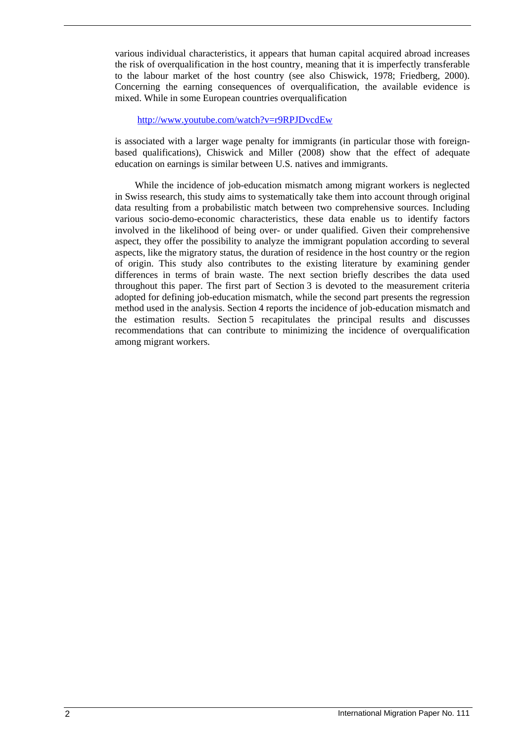various individual characteristics, it appears that human capital acquired abroad increases the risk of overqualification in the host country, meaning that it is imperfectly transferable to the labour market of the host country (see also Chiswick, 1978; Friedberg, 2000). Concerning the earning consequences of overqualification, the available evidence is mixed. While in some European countries overqualification

http://www.youtube.com/watch?v=r9RPJDvcdEw

is associated with a larger wage penalty for immigrants (in particular those with foreign-based qualifications), Chiswick and Miller (2008) show that the effect of adequate education on earnings is similar between U.S. natives and immigrants.

While the incidence of job-education mismatch among migrant workers is neglected in Swiss research, this study aims to systematically take them into account through original data resulting from a probabilistic match between two comprehensive sources. Including various socio-demo-economic characteristics, these data enable us to identify factors involved in the likelihood of being over- or under qualified. Given their comprehensive aspect, they offer the possibility to analyze the immigrant population according to several aspects, like the migratory status, the duration of residence in the host country or the region of origin. This study also contributes to the existing literature by examining gender differences in terms of brain waste. The next section briefly describes the data used throughout this paper. The first part of Section 3 is devoted to the measurement criteria adopted for defining job-education mismatch, while the second part presents the regression method used in the analysis. Section 4 reports the incidence of job-education mismatch and the estimation results. Section 5 recapitulates the principal results and discusses recommendations that can contribute to minimizing the incidence of overqualification among migrant workers.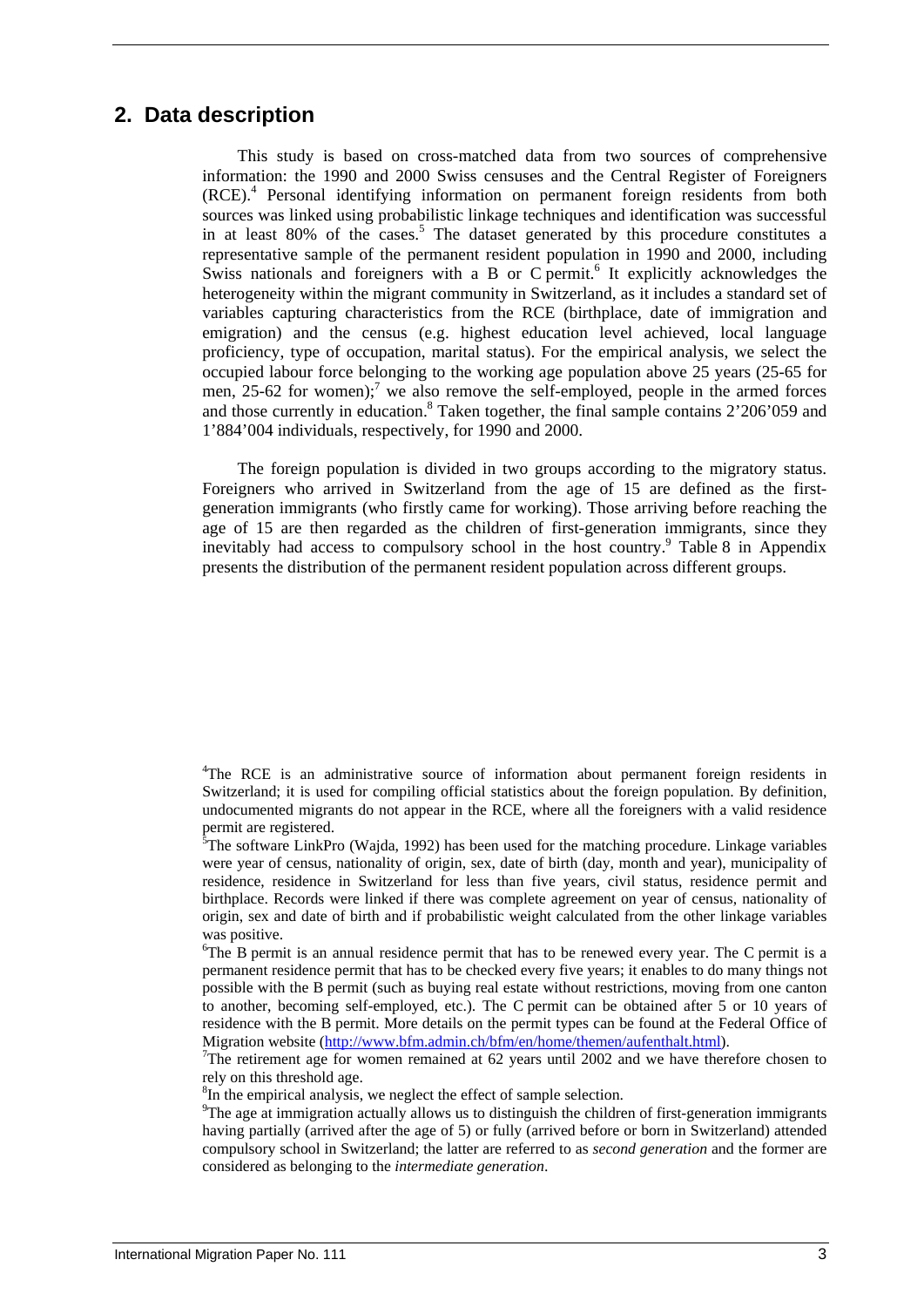## 2. Data description

This study is based on cross-matched data from two sources of comprehensive information: the 1990 and 2000 Swiss censuses and the Central Register of Foreigners (RCE).[4] Personal identifying information on permanent foreign residents from both sources was linked using probabilistic linkage techniques and identification was successful in at least 80% of the cases.[5] The dataset generated by this procedure constitutes a representative sample of the permanent resident population in 1990 and 2000, including Swiss nationals and foreigners with a B or C permit.[6] It explicitly acknowledges the heterogeneity within the migrant community in Switzerland, as it includes a standard set of variables capturing characteristics from the RCE (birthplace, date of immigration and emigration) and the census (e.g. highest education level achieved, local language proficiency, type of occupation, marital status). For the empirical analysis, we select the occupied labour force belonging to the working age population above 25 years (25-65 for men, 25-62 for women);[7] we also remove the self-employed, people in the armed forces and those currently in education.[8] Taken together, the final sample contains 2'206'059 and 1'884'004 individuals, respectively, for 1990 and 2000.

The foreign population is divided in two groups according to the migratory status. Foreigners who arrived in Switzerland from the age of 15 are defined as the first-generation immigrants (who firstly came for working). Those arriving before reaching the age of 15 are then regarded as the children of first-generation immigrants, since they inevitably had access to compulsory school in the host country.[9] Table 8 in Appendix presents the distribution of the permanent resident population across different groups.

[4] The RCE is an administrative source of information about permanent foreign residents in Switzerland; it is used for compiling official statistics about the foreign population. By definition, undocumented migrants do not appear in the RCE, where all the foreigners with a valid residence permit are registered.

[5] The software LinkPro (Wajda, 1992) has been used for the matching procedure. Linkage variables were year of census, nationality of origin, sex, date of birth (day, month and year), municipality of residence, residence in Switzerland for less than five years, civil status, residence permit and birthplace. Records were linked if there was complete agreement on year of census, nationality of origin, sex and date of birth and if probabilistic weight calculated from the other linkage variables was positive.

[6] The B permit is an annual residence permit that has to be renewed every year. The C permit is a permanent residence permit that has to be checked every five years; it enables to do many things not possible with the B permit (such as buying real estate without restrictions, moving from one canton to another, becoming self-employed, etc.). The C permit can be obtained after 5 or 10 years of residence with the B permit. More details on the permit types can be found at the Federal Office of Migration website (http://www.bfm.admin.ch/bfm/en/home/themen/aufenthalt.html).

[7] The retirement age for women remained at 62 years until 2002 and we have therefore chosen to rely on this threshold age.

[8] In the empirical analysis, we neglect the effect of sample selection.

[9] The age at immigration actually allows us to distinguish the children of first-generation immigrants having partially (arrived after the age of 5) or fully (arrived before or born in Switzerland) attended compulsory school in Switzerland; the latter are referred to as *second generation* and the former are considered as belonging to the *intermediate generation*.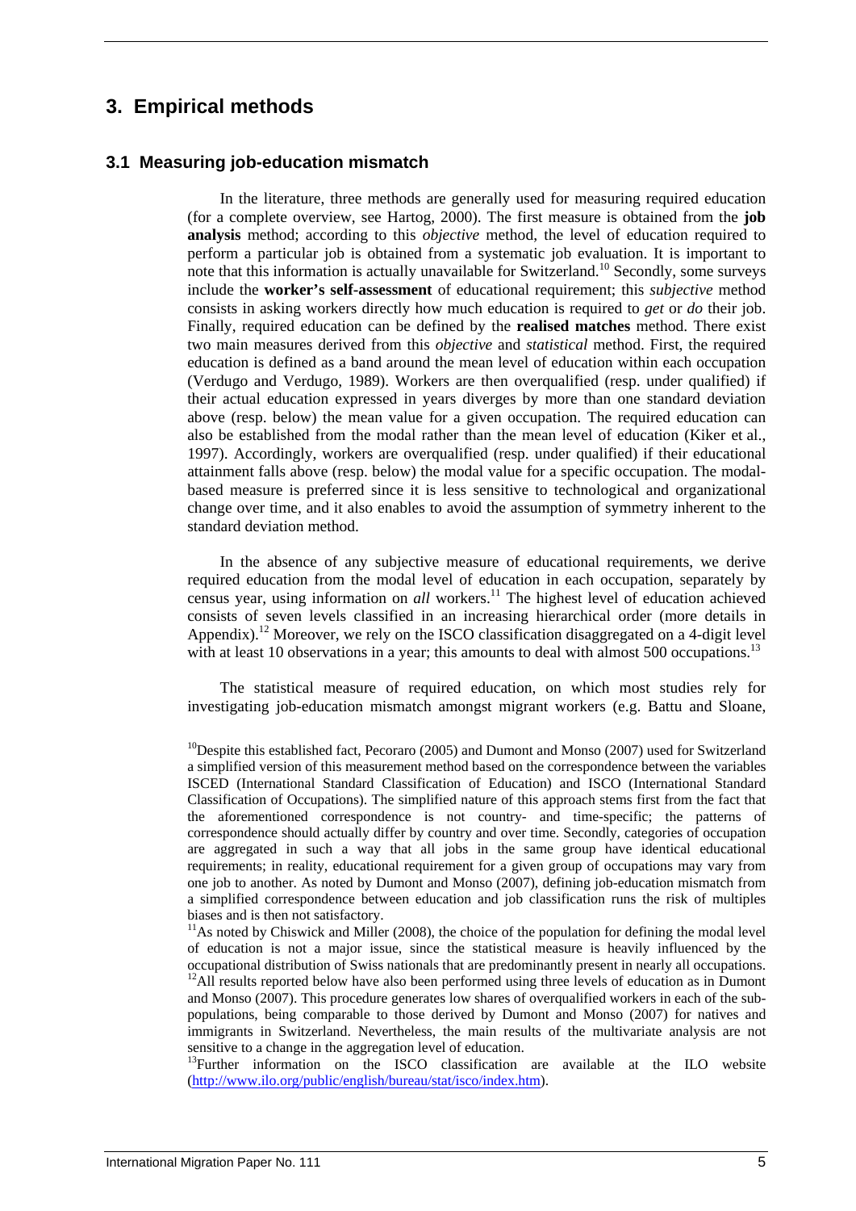# 3. Empirical methods

## 3.1 Measuring job-education mismatch

In the literature, three methods are generally used for measuring required education (for a complete overview, see Hartog, 2000). The first measure is obtained from the **job analysis** method; according to this *objective* method, the level of education required to perform a particular job is obtained from a systematic job evaluation. It is important to note that this information is actually unavailable for Switzerland.[10] Secondly, some surveys include the **worker's self-assessment** of educational requirement; this *subjective* method consists in asking workers directly how much education is required to *get* or *do* their job. Finally, required education can be defined by the **realised matches** method. There exist two main measures derived from this *objective* and *statistical* method. First, the required education is defined as a band around the mean level of education within each occupation (Verdugo and Verdugo, 1989). Workers are then overqualified (resp. under qualified) if their actual education expressed in years diverges by more than one standard deviation above (resp. below) the mean value for a given occupation. The required education can also be established from the modal rather than the mean level of education (Kiker et al., 1997). Accordingly, workers are overqualified (resp. under qualified) if their educational attainment falls above (resp. below) the modal value for a specific occupation. The modal-based measure is preferred since it is less sensitive to technological and organizational change over time, and it also enables to avoid the assumption of symmetry inherent to the standard deviation method.

In the absence of any subjective measure of educational requirements, we derive required education from the modal level of education in each occupation, separately by census year, using information on *all* workers.[11] The highest level of education achieved consists of seven levels classified in an increasing hierarchical order (more details in Appendix).[12] Moreover, we rely on the ISCO classification disaggregated on a 4-digit level with at least 10 observations in a year; this amounts to deal with almost 500 occupations.[13]

The statistical measure of required education, on which most studies rely for investigating job-education mismatch amongst migrant workers (e.g. Battu and Sloane,

---

[10] Despite this established fact, Pecoraro (2005) and Dumont and Monso (2007) used for Switzerland a simplified version of this measurement method based on the correspondence between the variables ISCED (International Standard Classification of Education) and ISCO (International Standard Classification of Occupations). The simplified nature of this approach stems first from the fact that the aforementioned correspondence is not country- and time-specific; the patterns of correspondence should actually differ by country and over time. Secondly, categories of occupation are aggregated in such a way that all jobs in the same group have identical educational requirements; in reality, educational requirement for a given group of occupations may vary from one job to another. As noted by Dumont and Monso (2007), defining job-education mismatch from a simplified correspondence between education and job classification runs the risk of multiples biases and is then not satisfactory.

[11] As noted by Chiswick and Miller (2008), the choice of the population for defining the modal level of education is not a major issue, since the statistical measure is heavily influenced by the occupational distribution of Swiss nationals that are predominantly present in nearly all occupations.

[12] All results reported below have also been performed using three levels of education as in Dumont and Monso (2007). This procedure generates low shares of overqualified workers in each of the sub-populations, being comparable to those derived by Dumont and Monso (2007) for natives and immigrants in Switzerland. Nevertheless, the main results of the multivariate analysis are not sensitive to a change in the aggregation level of education.

[13] Further information on the ISCO classification are available at the ILO website (http://www.ilo.org/public/english/bureau/stat/isco/index.htm).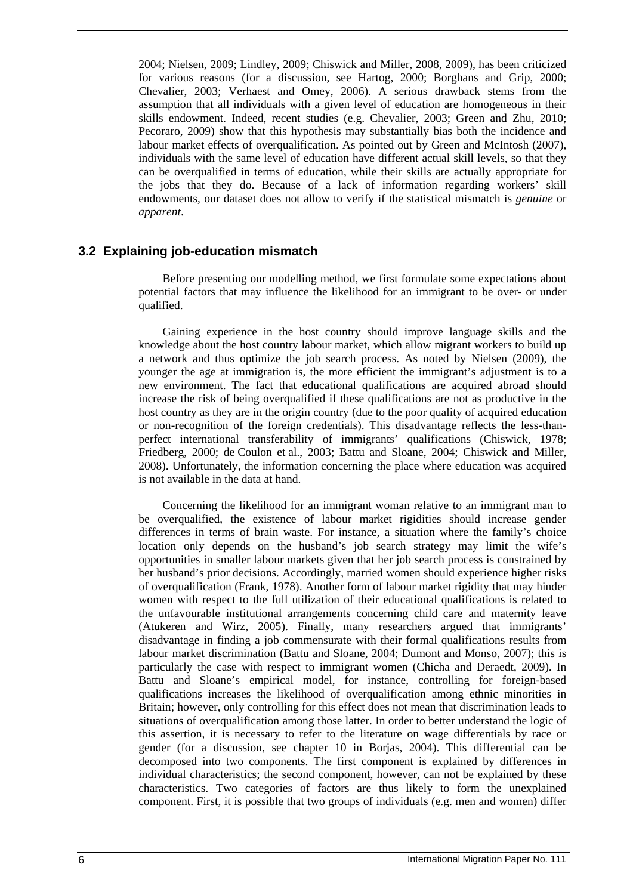2004; Nielsen, 2009; Lindley, 2009; Chiswick and Miller, 2008, 2009), has been criticized for various reasons (for a discussion, see Hartog, 2000; Borghans and Grip, 2000; Chevalier, 2003; Verhaest and Omey, 2006). A serious drawback stems from the assumption that all individuals with a given level of education are homogeneous in their skills endowment. Indeed, recent studies (e.g. Chevalier, 2003; Green and Zhu, 2010; Pecoraro, 2009) show that this hypothesis may substantially bias both the incidence and labour market effects of overqualification. As pointed out by Green and McIntosh (2007), individuals with the same level of education have different actual skill levels, so that they can be overqualified in terms of education, while their skills are actually appropriate for the jobs that they do. Because of a lack of information regarding workers' skill endowments, our dataset does not allow to verify if the statistical mismatch is *genuine* or *apparent*.

## 3.2 Explaining job-education mismatch

Before presenting our modelling method, we first formulate some expectations about potential factors that may influence the likelihood for an immigrant to be over- or under qualified.

Gaining experience in the host country should improve language skills and the knowledge about the host country labour market, which allow migrant workers to build up a network and thus optimize the job search process. As noted by Nielsen (2009), the younger the age at immigration is, the more efficient the immigrant's adjustment is to a new environment. The fact that educational qualifications are acquired abroad should increase the risk of being overqualified if these qualifications are not as productive in the host country as they are in the origin country (due to the poor quality of acquired education or non-recognition of the foreign credentials). This disadvantage reflects the less-than-perfect international transferability of immigrants' qualifications (Chiswick, 1978; Friedberg, 2000; de Coulon et al., 2003; Battu and Sloane, 2004; Chiswick and Miller, 2008). Unfortunately, the information concerning the place where education was acquired is not available in the data at hand.

Concerning the likelihood for an immigrant woman relative to an immigrant man to be overqualified, the existence of labour market rigidities should increase gender differences in terms of brain waste. For instance, a situation where the family's choice location only depends on the husband's job search strategy may limit the wife's opportunities in smaller labour markets given that her job search process is constrained by her husband's prior decisions. Accordingly, married women should experience higher risks of overqualification (Frank, 1978). Another form of labour market rigidity that may hinder women with respect to the full utilization of their educational qualifications is related to the unfavourable institutional arrangements concerning child care and maternity leave (Atukeren and Wirz, 2005). Finally, many researchers argued that immigrants' disadvantage in finding a job commensurate with their formal qualifications results from labour market discrimination (Battu and Sloane, 2004; Dumont and Monso, 2007); this is particularly the case with respect to immigrant women (Chicha and Deraedt, 2009). In Battu and Sloane's empirical model, for instance, controlling for foreign-based qualifications increases the likelihood of overqualification among ethnic minorities in Britain; however, only controlling for this effect does not mean that discrimination leads to situations of overqualification among those latter. In order to better understand the logic of this assertion, it is necessary to refer to the literature on wage differentials by race or gender (for a discussion, see chapter 10 in Borjas, 2004). This differential can be decomposed into two components. The first component is explained by differences in individual characteristics; the second component, however, can not be explained by these characteristics. Two categories of factors are thus likely to form the unexplained component. First, it is possible that two groups of individuals (e.g. men and women) differ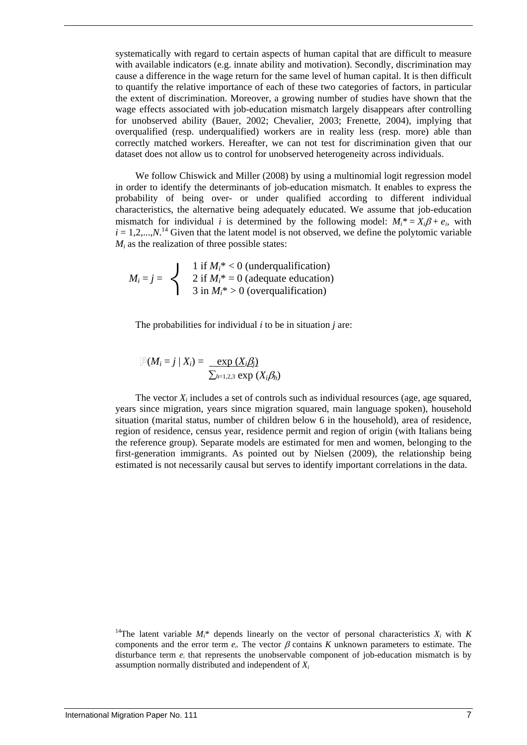systematically with regard to certain aspects of human capital that are difficult to measure with available indicators (e.g. innate ability and motivation). Secondly, discrimination may cause a difference in the wage return for the same level of human capital. It is then difficult to quantify the relative importance of each of these two categories of factors, in particular the extent of discrimination. Moreover, a growing number of studies have shown that the wage effects associated with job-education mismatch largely disappears after controlling for unobserved ability (Bauer, 2002; Chevalier, 2003; Frenette, 2004), implying that overqualified (resp. underqualified) workers are in reality less (resp. more) able than correctly matched workers. Hereafter, we can not test for discrimination given that our dataset does not allow us to control for unobserved heterogeneity across individuals.

We follow Chiswick and Miller (2008) by using a multinomial logit regression model in order to identify the determinants of job-education mismatch. It enables to express the probability of being over- or under qualified according to different individual characteristics, the alternative being adequately educated. We assume that job-education mismatch for individual $i$ is determined by the following model: $M_i^* = X_i\beta + e_i$, with $i = 1,2,...,N$.[14] Given that the latent model is not observed, we define the polytomic variable $M_i$ as the realization of three possible states:

$$M_i = j = \begin{cases} 1 \text{ if } M_i^* < 0 \text{ (underqualification)} \\ 2 \text{ if } M_i^* = 0 \text{ (adequate education)} \\ 3 \text{ in } M_i^* > 0 \text{ (overqualification)} \end{cases}$$

The probabilities for individual $i$ to be in situation $j$ are:

$$\mathbb{P}(M_i = j \mid X_i) = \frac{\exp(X_i\beta_j)}{\sum_{h=1,2,3} \exp(X_i\beta_h)}$$

The vector $X_i$ includes a set of controls such as individual resources (age, age squared, years since migration, years since migration squared, main language spoken), household situation (marital status, number of children below 6 in the household), area of residence, region of residence, census year, residence permit and region of origin (with Italians being the reference group). Separate models are estimated for men and women, belonging to the first-generation immigrants. As pointed out by Nielsen (2009), the relationship being estimated is not necessarily causal but serves to identify important correlations in the data.

[14]The latent variable $M_i^*$ depends linearly on the vector of personal characteristics $X_i$ with $K$ components and the error term $e_i$. The vector $\beta$ contains $K$ unknown parameters to estimate. The disturbance term $e_i$ that represents the unobservable component of job-education mismatch is by assumption normally distributed and independent of $X_i$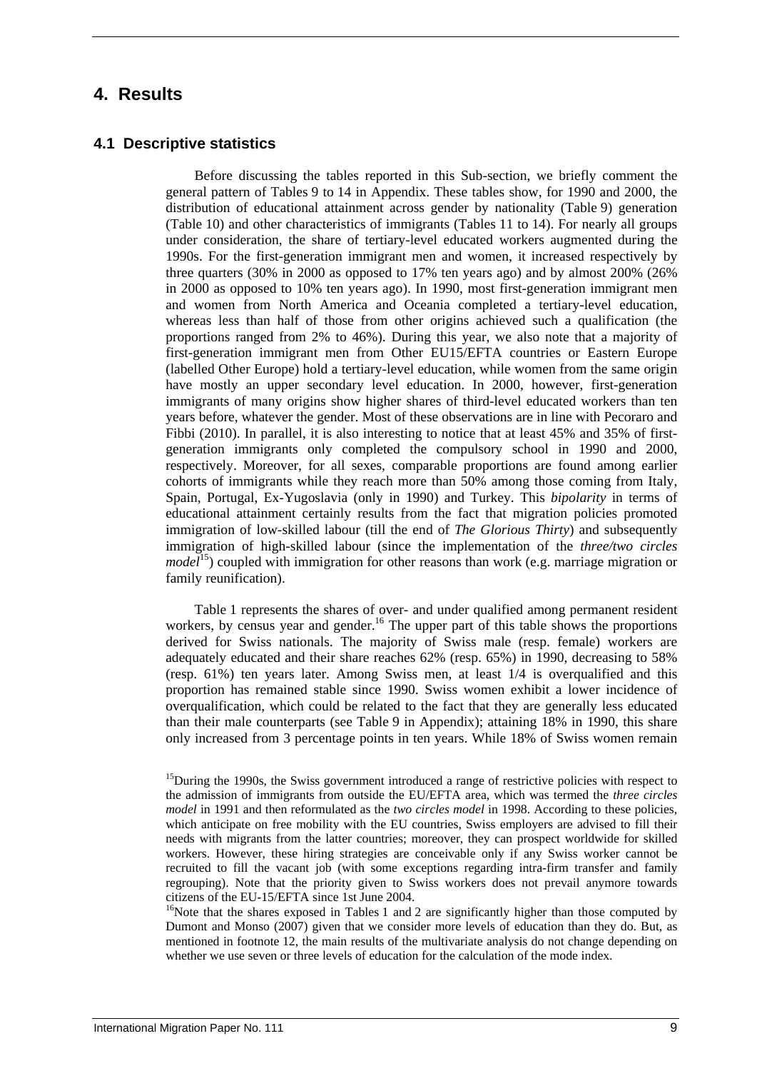## 4. Results

### 4.1 Descriptive statistics

Before discussing the tables reported in this Sub-section, we briefly comment the general pattern of Tables 9 to 14 in Appendix. These tables show, for 1990 and 2000, the distribution of educational attainment across gender by nationality (Table 9) generation (Table 10) and other characteristics of immigrants (Tables 11 to 14). For nearly all groups under consideration, the share of tertiary-level educated workers augmented during the 1990s. For the first-generation immigrant men and women, it increased respectively by three quarters (30% in 2000 as opposed to 17% ten years ago) and by almost 200% (26% in 2000 as opposed to 10% ten years ago). In 1990, most first-generation immigrant men and women from North America and Oceania completed a tertiary-level education, whereas less than half of those from other origins achieved such a qualification (the proportions ranged from 2% to 46%). During this year, we also note that a majority of first-generation immigrant men from Other EU15/EFTA countries or Eastern Europe (labelled Other Europe) hold a tertiary-level education, while women from the same origin have mostly an upper secondary level education. In 2000, however, first-generation immigrants of many origins show higher shares of third-level educated workers than ten years before, whatever the gender. Most of these observations are in line with Pecoraro and Fibbi (2010). In parallel, it is also interesting to notice that at least 45% and 35% of first-generation immigrants only completed the compulsory school in 1990 and 2000, respectively. Moreover, for all sexes, comparable proportions are found among earlier cohorts of immigrants while they reach more than 50% among those coming from Italy, Spain, Portugal, Ex-Yugoslavia (only in 1990) and Turkey. This *bipolarity* in terms of educational attainment certainly results from the fact that migration policies promoted immigration of low-skilled labour (till the end of *The Glorious Thirty*) and subsequently immigration of high-skilled labour (since the implementation of the *three/two circles model*[15]) coupled with immigration for other reasons than work (e.g. marriage migration or family reunification).

Table 1 represents the shares of over- and under qualified among permanent resident workers, by census year and gender.[16] The upper part of this table shows the proportions derived for Swiss nationals. The majority of Swiss male (resp. female) workers are adequately educated and their share reaches 62% (resp. 65%) in 1990, decreasing to 58% (resp. 61%) ten years later. Among Swiss men, at least 1/4 is overqualified and this proportion has remained stable since 1990. Swiss women exhibit a lower incidence of overqualification, which could be related to the fact that they are generally less educated than their male counterparts (see Table 9 in Appendix); attaining 18% in 1990, this share only increased from 3 percentage points in ten years. While 18% of Swiss women remain

[15]During the 1990s, the Swiss government introduced a range of restrictive policies with respect to the admission of immigrants from outside the EU/EFTA area, which was termed the *three circles model* in 1991 and then reformulated as the *two circles model* in 1998. According to these policies, which anticipate on free mobility with the EU countries, Swiss employers are advised to fill their needs with migrants from the latter countries; moreover, they can prospect worldwide for skilled workers. However, these hiring strategies are conceivable only if any Swiss worker cannot be recruited to fill the vacant job (with some exceptions regarding intra-firm transfer and family regrouping). Note that the priority given to Swiss workers does not prevail anymore towards citizens of the EU-15/EFTA since 1st June 2004.

[16]Note that the shares exposed in Tables 1 and 2 are significantly higher than those computed by Dumont and Monso (2007) given that we consider more levels of education than they do. But, as mentioned in footnote 12, the main results of the multivariate analysis do not change depending on whether we use seven or three levels of education for the calculation of the mode index.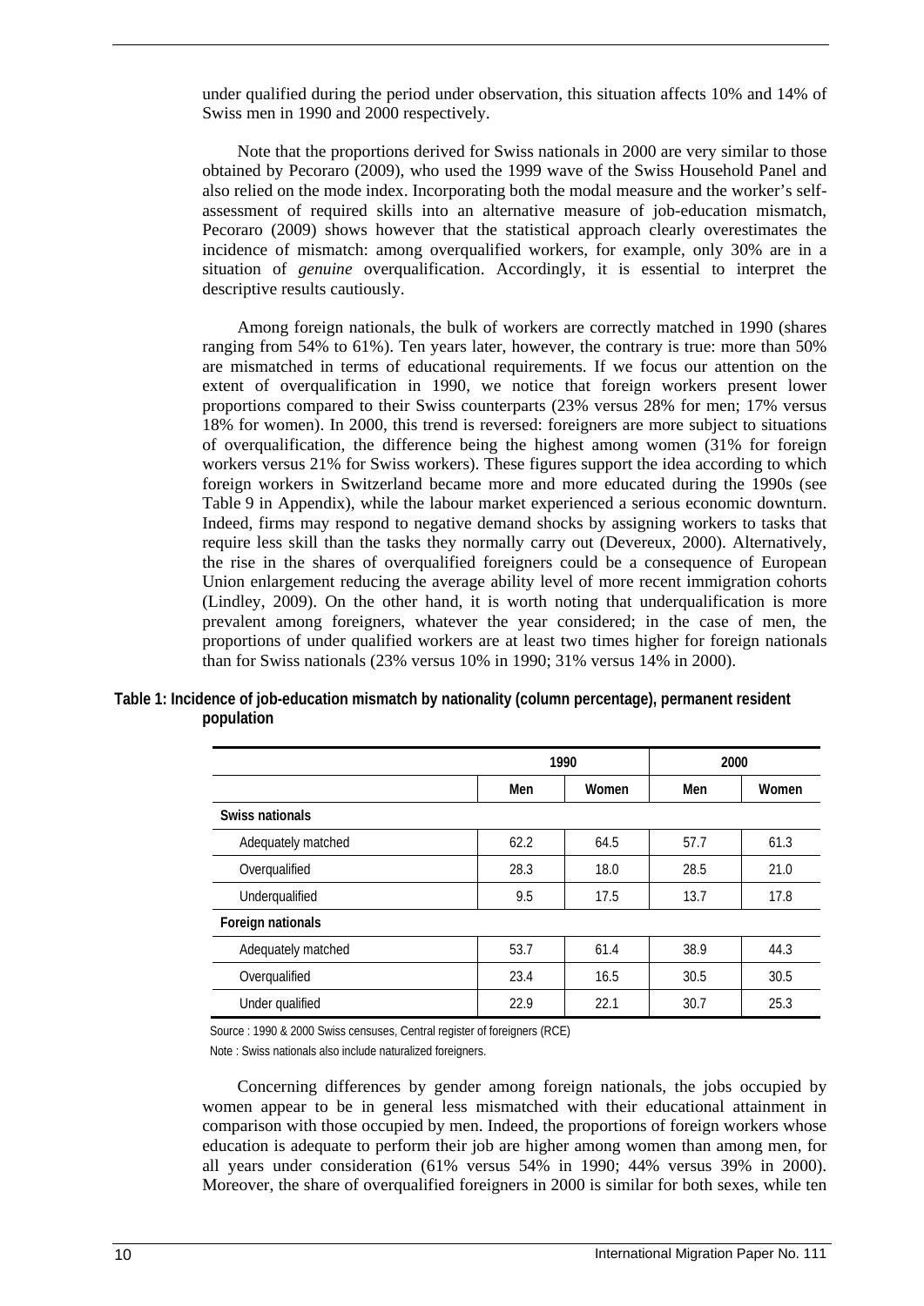under qualified during the period under observation, this situation affects 10% and 14% of Swiss men in 1990 and 2000 respectively.

Note that the proportions derived for Swiss nationals in 2000 are very similar to those obtained by Pecoraro (2009), who used the 1999 wave of the Swiss Household Panel and also relied on the mode index. Incorporating both the modal measure and the worker's self-assessment of required skills into an alternative measure of job-education mismatch, Pecoraro (2009) shows however that the statistical approach clearly overestimates the incidence of mismatch: among overqualified workers, for example, only 30% are in a situation of *genuine* overqualification. Accordingly, it is essential to interpret the descriptive results cautiously.

Among foreign nationals, the bulk of workers are correctly matched in 1990 (shares ranging from 54% to 61%). Ten years later, however, the contrary is true: more than 50% are mismatched in terms of educational requirements. If we focus our attention on the extent of overqualification in 1990, we notice that foreign workers present lower proportions compared to their Swiss counterparts (23% versus 28% for men; 17% versus 18% for women). In 2000, this trend is reversed: foreigners are more subject to situations of overqualification, the difference being the highest among women (31% for foreign workers versus 21% for Swiss workers). These figures support the idea according to which foreign workers in Switzerland became more and more educated during the 1990s (see Table 9 in Appendix), while the labour market experienced a serious economic downturn. Indeed, firms may respond to negative demand shocks by assigning workers to tasks that require less skill than the tasks they normally carry out (Devereux, 2000). Alternatively, the rise in the shares of overqualified foreigners could be a consequence of European Union enlargement reducing the average ability level of more recent immigration cohorts (Lindley, 2009). On the other hand, it is worth noting that underqualification is more prevalent among foreigners, whatever the year considered; in the case of men, the proportions of under qualified workers are at least two times higher for foreign nationals than for Swiss nationals (23% versus 10% in 1990; 31% versus 14% in 2000).

**Table 1: Incidence of job-education mismatch by nationality (column percentage), permanent resident population**

| | 1990 | | 2000 | |
|---|---|---|---|---|
| | Men | Women | Men | Women |
| **Swiss nationals** | | | | |
| Adequately matched | 62.2 | 64.5 | 57.7 | 61.3 |
| Overqualified | 28.3 | 18.0 | 28.5 | 21.0 |
| Underqualified | 9.5 | 17.5 | 13.7 | 17.8 |
| **Foreign nationals** | | | | |
| Adequately matched | 53.7 | 61.4 | 38.9 | 44.3 |
| Overqualified | 23.4 | 16.5 | 30.5 | 30.5 |
| Under qualified | 22.9 | 22.1 | 30.7 | 25.3 |

Source : 1990 & 2000 Swiss censuses, Central register of foreigners (RCE)

Note : Swiss nationals also include naturalized foreigners.

Concerning differences by gender among foreign nationals, the jobs occupied by women appear to be in general less mismatched with their educational attainment in comparison with those occupied by men. Indeed, the proportions of foreign workers whose education is adequate to perform their job are higher among women than among men, for all years under consideration (61% versus 54% in 1990; 44% versus 39% in 2000). Moreover, the share of overqualified foreigners in 2000 is similar for both sexes, while ten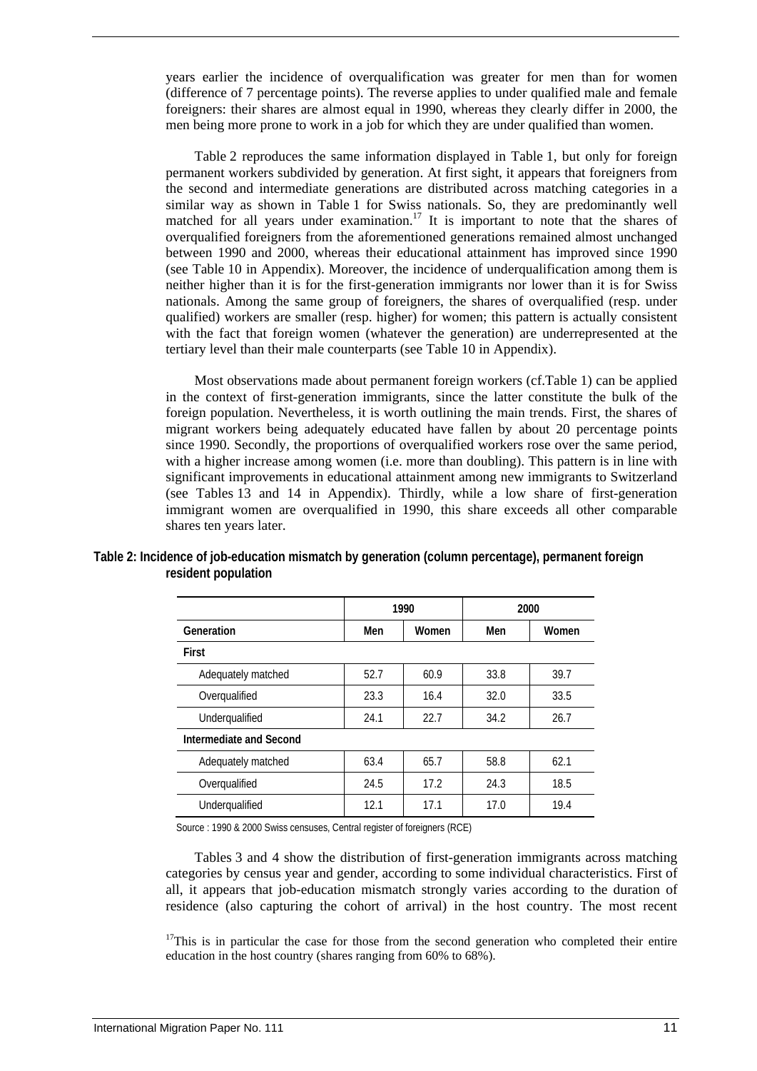years earlier the incidence of overqualification was greater for men than for women (difference of 7 percentage points). The reverse applies to under qualified male and female foreigners: their shares are almost equal in 1990, whereas they clearly differ in 2000, the men being more prone to work in a job for which they are under qualified than women.

Table 2 reproduces the same information displayed in Table 1, but only for foreign permanent workers subdivided by generation. At first sight, it appears that foreigners from the second and intermediate generations are distributed across matching categories in a similar way as shown in Table 1 for Swiss nationals. So, they are predominantly well matched for all years under examination.[17] It is important to note that the shares of overqualified foreigners from the aforementioned generations remained almost unchanged between 1990 and 2000, whereas their educational attainment has improved since 1990 (see Table 10 in Appendix). Moreover, the incidence of underqualification among them is neither higher than it is for the first-generation immigrants nor lower than it is for Swiss nationals. Among the same group of foreigners, the shares of overqualified (resp. under qualified) workers are smaller (resp. higher) for women; this pattern is actually consistent with the fact that foreign women (whatever the generation) are underrepresented at the tertiary level than their male counterparts (see Table 10 in Appendix).

Most observations made about permanent foreign workers (cf.Table 1) can be applied in the context of first-generation immigrants, since the latter constitute the bulk of the foreign population. Nevertheless, it is worth outlining the main trends. First, the shares of migrant workers being adequately educated have fallen by about 20 percentage points since 1990. Secondly, the proportions of overqualified workers rose over the same period, with a higher increase among women (i.e. more than doubling). This pattern is in line with significant improvements in educational attainment among new immigrants to Switzerland (see Tables 13 and 14 in Appendix). Thirdly, while a low share of first-generation immigrant women are overqualified in 1990, this share exceeds all other comparable shares ten years later.

**Table 2: Incidence of job-education mismatch by generation (column percentage), permanent foreign resident population**

| | 1990 | | 2000 | |
|---|---|---|---|---|
| **Generation** | **Men** | **Women** | **Men** | **Women** |
| **First** | | | | |
| Adequately matched | 52.7 | 60.9 | 33.8 | 39.7 |
| Overqualified | 23.3 | 16.4 | 32.0 | 33.5 |
| Underqualified | 24.1 | 22.7 | 34.2 | 26.7 |
| **Intermediate and Second** | | | | |
| Adequately matched | 63.4 | 65.7 | 58.8 | 62.1 |
| Overqualified | 24.5 | 17.2 | 24.3 | 18.5 |
| Underqualified | 12.1 | 17.1 | 17.0 | 19.4 |

Source : 1990 & 2000 Swiss censuses, Central register of foreigners (RCE)

Tables 3 and 4 show the distribution of first-generation immigrants across matching categories by census year and gender, according to some individual characteristics. First of all, it appears that job-education mismatch strongly varies according to the duration of residence (also capturing the cohort of arrival) in the host country. The most recent

[17] This is in particular the case for those from the second generation who completed their entire education in the host country (shares ranging from 60% to 68%).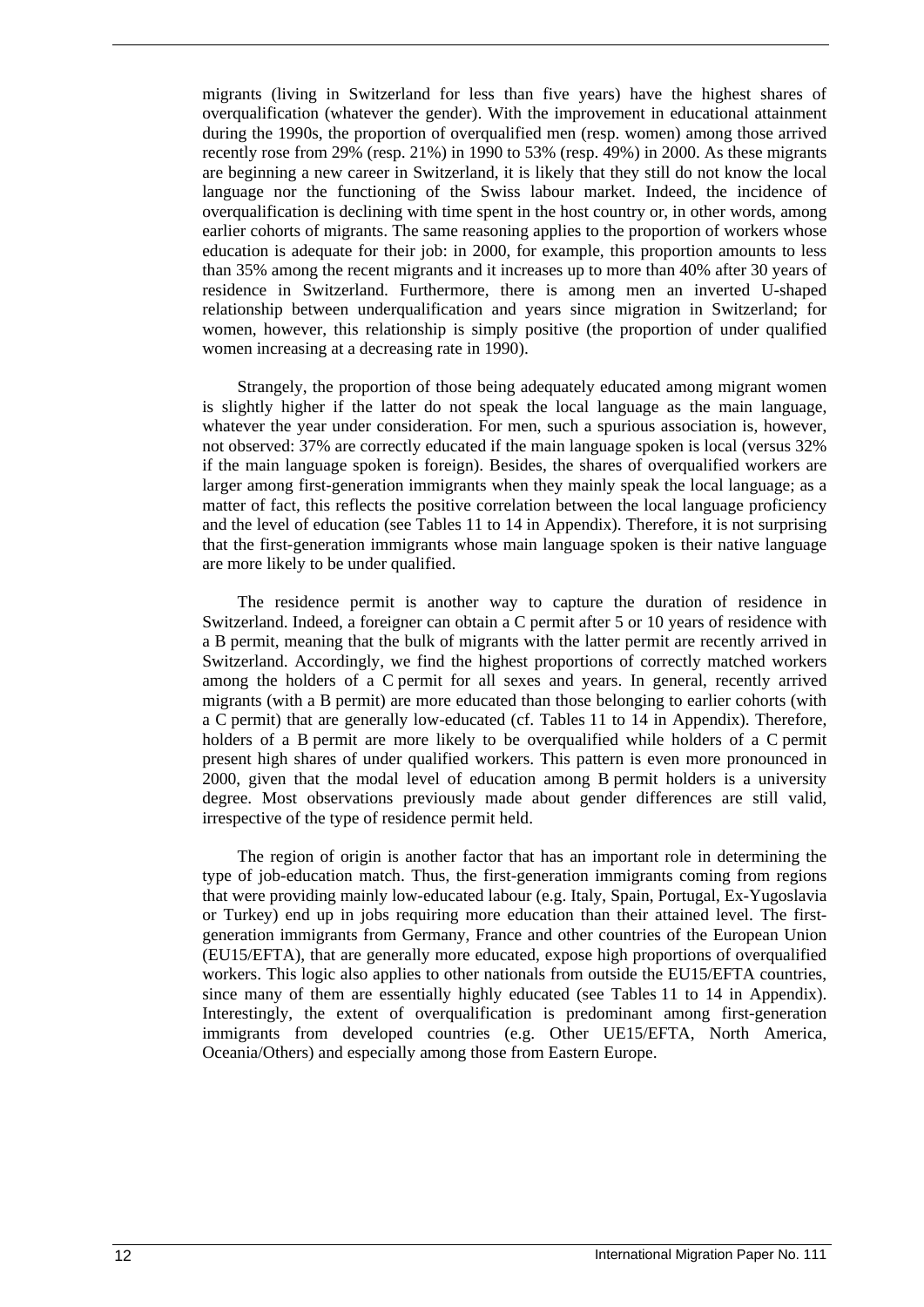migrants (living in Switzerland for less than five years) have the highest shares of overqualification (whatever the gender). With the improvement in educational attainment during the 1990s, the proportion of overqualified men (resp. women) among those arrived recently rose from 29% (resp. 21%) in 1990 to 53% (resp. 49%) in 2000. As these migrants are beginning a new career in Switzerland, it is likely that they still do not know the local language nor the functioning of the Swiss labour market. Indeed, the incidence of overqualification is declining with time spent in the host country or, in other words, among earlier cohorts of migrants. The same reasoning applies to the proportion of workers whose education is adequate for their job: in 2000, for example, this proportion amounts to less than 35% among the recent migrants and it increases up to more than 40% after 30 years of residence in Switzerland. Furthermore, there is among men an inverted U-shaped relationship between underqualification and years since migration in Switzerland; for women, however, this relationship is simply positive (the proportion of under qualified women increasing at a decreasing rate in 1990).

Strangely, the proportion of those being adequately educated among migrant women is slightly higher if the latter do not speak the local language as the main language, whatever the year under consideration. For men, such a spurious association is, however, not observed: 37% are correctly educated if the main language spoken is local (versus 32% if the main language spoken is foreign). Besides, the shares of overqualified workers are larger among first-generation immigrants when they mainly speak the local language; as a matter of fact, this reflects the positive correlation between the local language proficiency and the level of education (see Tables 11 to 14 in Appendix). Therefore, it is not surprising that the first-generation immigrants whose main language spoken is their native language are more likely to be under qualified.

The residence permit is another way to capture the duration of residence in Switzerland. Indeed, a foreigner can obtain a C permit after 5 or 10 years of residence with a B permit, meaning that the bulk of migrants with the latter permit are recently arrived in Switzerland. Accordingly, we find the highest proportions of correctly matched workers among the holders of a C permit for all sexes and years. In general, recently arrived migrants (with a B permit) are more educated than those belonging to earlier cohorts (with a C permit) that are generally low-educated (cf. Tables 11 to 14 in Appendix). Therefore, holders of a B permit are more likely to be overqualified while holders of a C permit present high shares of under qualified workers. This pattern is even more pronounced in 2000, given that the modal level of education among B permit holders is a university degree. Most observations previously made about gender differences are still valid, irrespective of the type of residence permit held.

The region of origin is another factor that has an important role in determining the type of job-education match. Thus, the first-generation immigrants coming from regions that were providing mainly low-educated labour (e.g. Italy, Spain, Portugal, Ex-Yugoslavia or Turkey) end up in jobs requiring more education than their attained level. The first-generation immigrants from Germany, France and other countries of the European Union (EU15/EFTA), that are generally more educated, expose high proportions of overqualified workers. This logic also applies to other nationals from outside the EU15/EFTA countries, since many of them are essentially highly educated (see Tables 11 to 14 in Appendix). Interestingly, the extent of overqualification is predominant among first-generation immigrants from developed countries (e.g. Other UE15/EFTA, North America, Oceania/Others) and especially among those from Eastern Europe.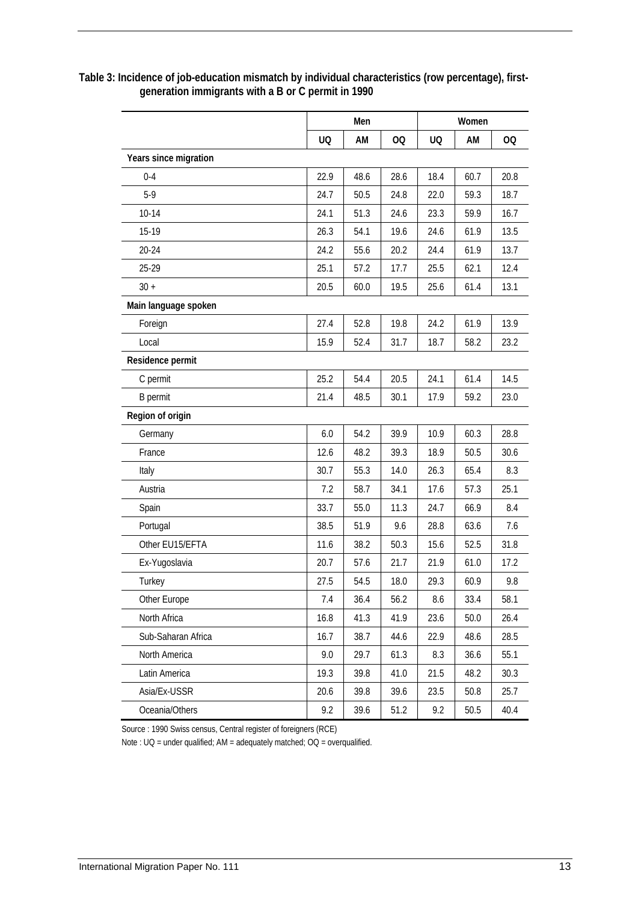**Table 3: Incidence of job-education mismatch by individual characteristics (row percentage), first-generation immigrants with a B or C permit in 1990**

| | Men | | | Women | | |
|---|---|---|---|---|---|---|
| | UQ | AM | OQ | UQ | AM | OQ |
| **Years since migration** | | | | | | |
| 0-4 | 22.9 | 48.6 | 28.6 | 18.4 | 60.7 | 20.8 |
| 5-9 | 24.7 | 50.5 | 24.8 | 22.0 | 59.3 | 18.7 |
| 10-14 | 24.1 | 51.3 | 24.6 | 23.3 | 59.9 | 16.7 |
| 15-19 | 26.3 | 54.1 | 19.6 | 24.6 | 61.9 | 13.5 |
| 20-24 | 24.2 | 55.6 | 20.2 | 24.4 | 61.9 | 13.7 |
| 25-29 | 25.1 | 57.2 | 17.7 | 25.5 | 62.1 | 12.4 |
| 30 + | 20.5 | 60.0 | 19.5 | 25.6 | 61.4 | 13.1 |
| **Main language spoken** | | | | | | |
| Foreign | 27.4 | 52.8 | 19.8 | 24.2 | 61.9 | 13.9 |
| Local | 15.9 | 52.4 | 31.7 | 18.7 | 58.2 | 23.2 |
| **Residence permit** | | | | | | |
| C permit | 25.2 | 54.4 | 20.5 | 24.1 | 61.4 | 14.5 |
| B permit | 21.4 | 48.5 | 30.1 | 17.9 | 59.2 | 23.0 |
| **Region of origin** | | | | | | |
| Germany | 6.0 | 54.2 | 39.9 | 10.9 | 60.3 | 28.8 |
| France | 12.6 | 48.2 | 39.3 | 18.9 | 50.5 | 30.6 |
| Italy | 30.7 | 55.3 | 14.0 | 26.3 | 65.4 | 8.3 |
| Austria | 7.2 | 58.7 | 34.1 | 17.6 | 57.3 | 25.1 |
| Spain | 33.7 | 55.0 | 11.3 | 24.7 | 66.9 | 8.4 |
| Portugal | 38.5 | 51.9 | 9.6 | 28.8 | 63.6 | 7.6 |
| Other EU15/EFTA | 11.6 | 38.2 | 50.3 | 15.6 | 52.5 | 31.8 |
| Ex-Yugoslavia | 20.7 | 57.6 | 21.7 | 21.9 | 61.0 | 17.2 |
| Turkey | 27.5 | 54.5 | 18.0 | 29.3 | 60.9 | 9.8 |
| Other Europe | 7.4 | 36.4 | 56.2 | 8.6 | 33.4 | 58.1 |
| North Africa | 16.8 | 41.3 | 41.9 | 23.6 | 50.0 | 26.4 |
| Sub-Saharan Africa | 16.7 | 38.7 | 44.6 | 22.9 | 48.6 | 28.5 |
| North America | 9.0 | 29.7 | 61.3 | 8.3 | 36.6 | 55.1 |
| Latin America | 19.3 | 39.8 | 41.0 | 21.5 | 48.2 | 30.3 |
| Asia/Ex-USSR | 20.6 | 39.8 | 39.6 | 23.5 | 50.8 | 25.7 |
| Oceania/Others | 9.2 | 39.6 | 51.2 | 9.2 | 50.5 | 40.4 |

Source : 1990 Swiss census, Central register of foreigners (RCE)

Note : UQ = under qualified; AM = adequately matched; OQ = overqualified.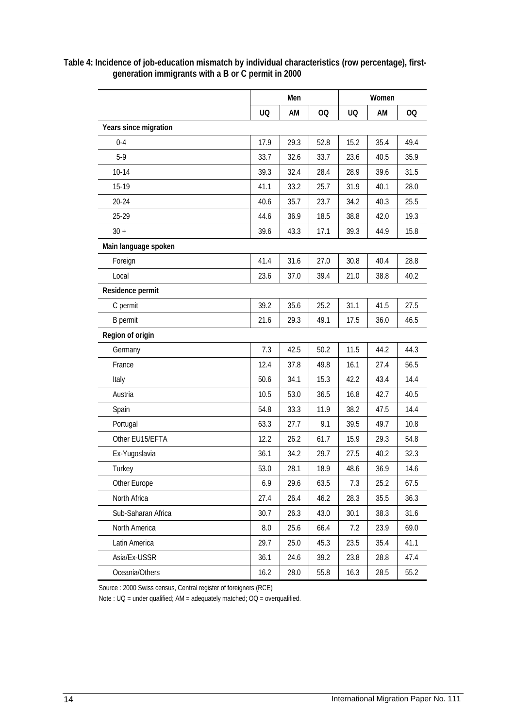**Table 4: Incidence of job-education mismatch by individual characteristics (row percentage), first-generation immigrants with a B or C permit in 2000**

| | Men | | | Women | | |
|---|---|---|---|---|---|---|
| | UQ | AM | OQ | UQ | AM | OQ |
| **Years since migration** | | | | | | |
| 0-4 | 17.9 | 29.3 | 52.8 | 15.2 | 35.4 | 49.4 |
| 5-9 | 33.7 | 32.6 | 33.7 | 23.6 | 40.5 | 35.9 |
| 10-14 | 39.3 | 32.4 | 28.4 | 28.9 | 39.6 | 31.5 |
| 15-19 | 41.1 | 33.2 | 25.7 | 31.9 | 40.1 | 28.0 |
| 20-24 | 40.6 | 35.7 | 23.7 | 34.2 | 40.3 | 25.5 |
| 25-29 | 44.6 | 36.9 | 18.5 | 38.8 | 42.0 | 19.3 |
| 30 + | 39.6 | 43.3 | 17.1 | 39.3 | 44.9 | 15.8 |
| **Main language spoken** | | | | | | |
| Foreign | 41.4 | 31.6 | 27.0 | 30.8 | 40.4 | 28.8 |
| Local | 23.6 | 37.0 | 39.4 | 21.0 | 38.8 | 40.2 |
| **Residence permit** | | | | | | |
| C permit | 39.2 | 35.6 | 25.2 | 31.1 | 41.5 | 27.5 |
| B permit | 21.6 | 29.3 | 49.1 | 17.5 | 36.0 | 46.5 |
| **Region of origin** | | | | | | |
| Germany | 7.3 | 42.5 | 50.2 | 11.5 | 44.2 | 44.3 |
| France | 12.4 | 37.8 | 49.8 | 16.1 | 27.4 | 56.5 |
| Italy | 50.6 | 34.1 | 15.3 | 42.2 | 43.4 | 14.4 |
| Austria | 10.5 | 53.0 | 36.5 | 16.8 | 42.7 | 40.5 |
| Spain | 54.8 | 33.3 | 11.9 | 38.2 | 47.5 | 14.4 |
| Portugal | 63.3 | 27.7 | 9.1 | 39.5 | 49.7 | 10.8 |
| Other EU15/EFTA | 12.2 | 26.2 | 61.7 | 15.9 | 29.3 | 54.8 |
| Ex-Yugoslavia | 36.1 | 34.2 | 29.7 | 27.5 | 40.2 | 32.3 |
| Turkey | 53.0 | 28.1 | 18.9 | 48.6 | 36.9 | 14.6 |
| Other Europe | 6.9 | 29.6 | 63.5 | 7.3 | 25.2 | 67.5 |
| North Africa | 27.4 | 26.4 | 46.2 | 28.3 | 35.5 | 36.3 |
| Sub-Saharan Africa | 30.7 | 26.3 | 43.0 | 30.1 | 38.3 | 31.6 |
| North America | 8.0 | 25.6 | 66.4 | 7.2 | 23.9 | 69.0 |
| Latin America | 29.7 | 25.0 | 45.3 | 23.5 | 35.4 | 41.1 |
| Asia/Ex-USSR | 36.1 | 24.6 | 39.2 | 23.8 | 28.8 | 47.4 |
| Oceania/Others | 16.2 | 28.0 | 55.8 | 16.3 | 28.5 | 55.2 |

Source : 2000 Swiss census, Central register of foreigners (RCE)

Note : UQ = under qualified; AM = adequately matched; OQ = overqualified.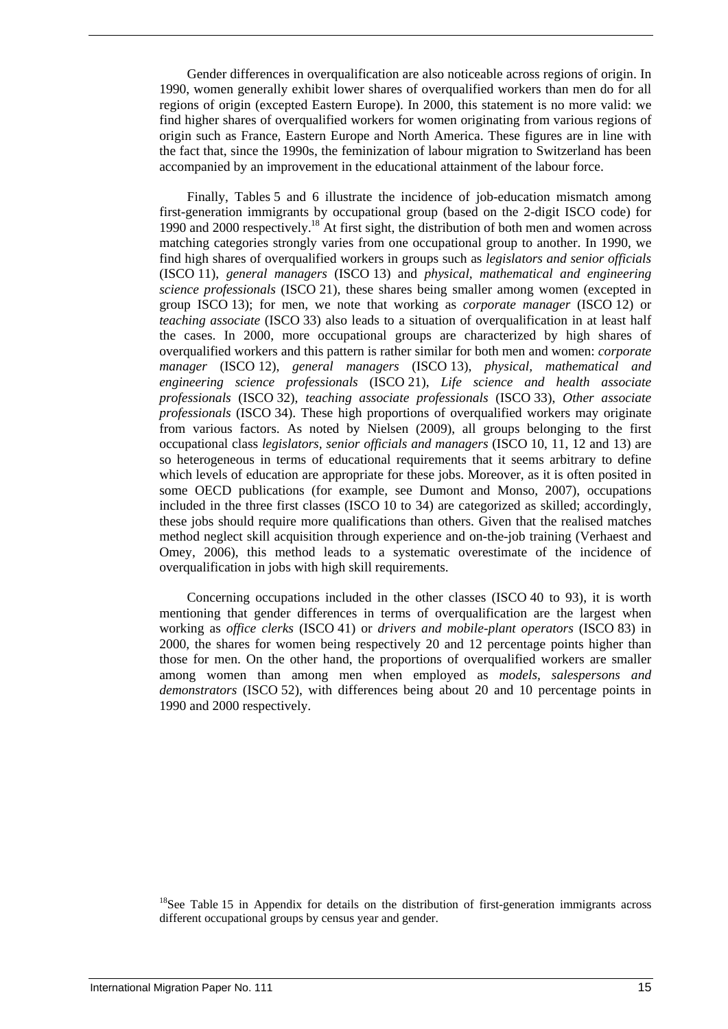Gender differences in overqualification are also noticeable across regions of origin. In 1990, women generally exhibit lower shares of overqualified workers than men do for all regions of origin (excepted Eastern Europe). In 2000, this statement is no more valid: we find higher shares of overqualified workers for women originating from various regions of origin such as France, Eastern Europe and North America. These figures are in line with the fact that, since the 1990s, the feminization of labour migration to Switzerland has been accompanied by an improvement in the educational attainment of the labour force.

Finally, Tables 5 and 6 illustrate the incidence of job-education mismatch among first-generation immigrants by occupational group (based on the 2-digit ISCO code) for 1990 and 2000 respectively.[18] At first sight, the distribution of both men and women across matching categories strongly varies from one occupational group to another. In 1990, we find high shares of overqualified workers in groups such as *legislators and senior officials* (ISCO 11), *general managers* (ISCO 13) and *physical, mathematical and engineering science professionals* (ISCO 21), these shares being smaller among women (excepted in group ISCO 13); for men, we note that working as *corporate manager* (ISCO 12) or *teaching associate* (ISCO 33) also leads to a situation of overqualification in at least half the cases. In 2000, more occupational groups are characterized by high shares of overqualified workers and this pattern is rather similar for both men and women: *corporate manager* (ISCO 12), *general managers* (ISCO 13), *physical, mathematical and engineering science professionals* (ISCO 21), *Life science and health associate professionals* (ISCO 32), *teaching associate professionals* (ISCO 33), *Other associate professionals* (ISCO 34). These high proportions of overqualified workers may originate from various factors. As noted by Nielsen (2009), all groups belonging to the first occupational class *legislators, senior officials and managers* (ISCO 10, 11, 12 and 13) are so heterogeneous in terms of educational requirements that it seems arbitrary to define which levels of education are appropriate for these jobs. Moreover, as it is often posited in some OECD publications (for example, see Dumont and Monso, 2007), occupations included in the three first classes (ISCO 10 to 34) are categorized as skilled; accordingly, these jobs should require more qualifications than others. Given that the realised matches method neglect skill acquisition through experience and on-the-job training (Verhaest and Omey, 2006), this method leads to a systematic overestimate of the incidence of overqualification in jobs with high skill requirements.

Concerning occupations included in the other classes (ISCO 40 to 93), it is worth mentioning that gender differences in terms of overqualification are the largest when working as *office clerks* (ISCO 41) or *drivers and mobile-plant operators* (ISCO 83) in 2000, the shares for women being respectively 20 and 12 percentage points higher than those for men. On the other hand, the proportions of overqualified workers are smaller among women than among men when employed as *models, salespersons and demonstrators* (ISCO 52), with differences being about 20 and 10 percentage points in 1990 and 2000 respectively.

[18] See Table 15 in Appendix for details on the distribution of first-generation immigrants across different occupational groups by census year and gender.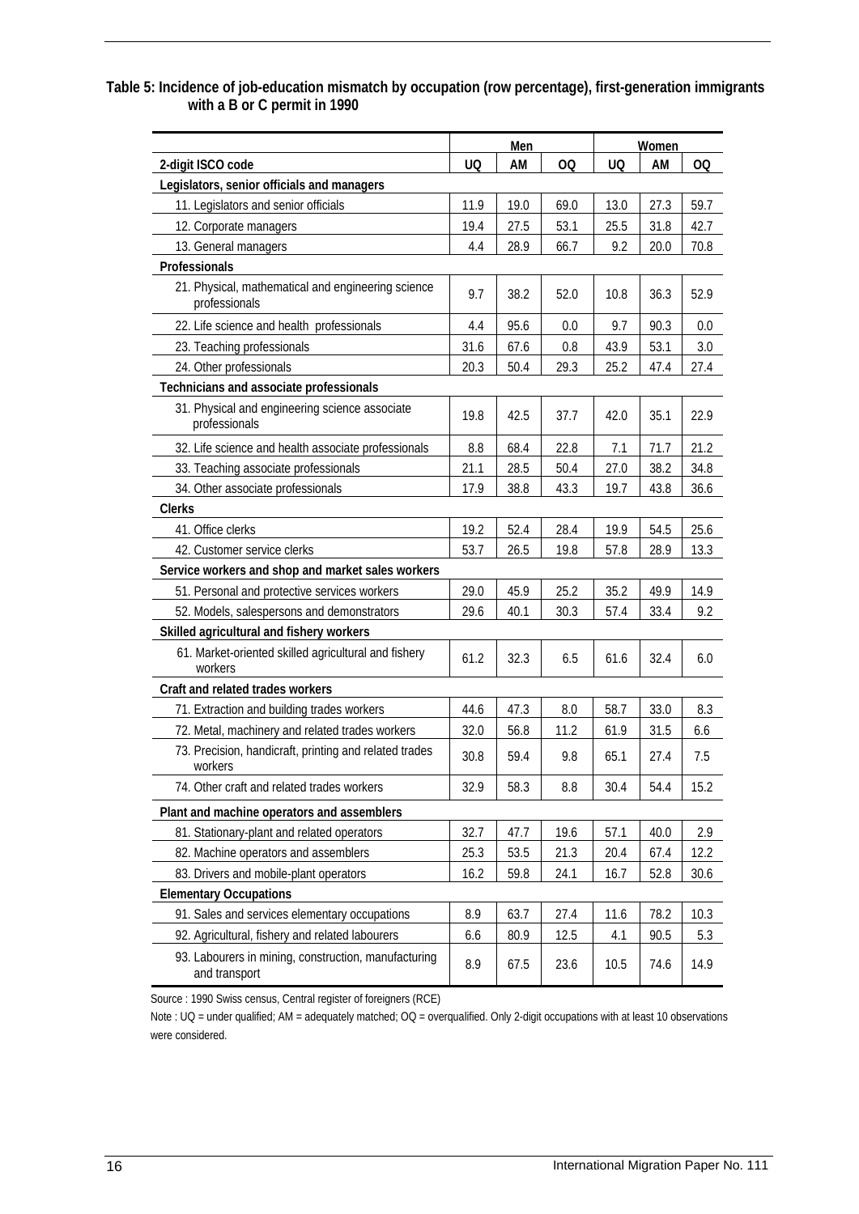**Table 5: Incidence of job-education mismatch by occupation (row percentage), first-generation immigrants with a B or C permit in 1990**

| | Men | | | Women | | |
|---|---|---|---|---|---|---|
| 2-digit ISCO code | UQ | AM | OQ | UQ | AM | OQ |
| **Legislators, senior officials and managers** | | | | | | |
| 11. Legislators and senior officials | 11.9 | 19.0 | 69.0 | 13.0 | 27.3 | 59.7 |
| 12. Corporate managers | 19.4 | 27.5 | 53.1 | 25.5 | 31.8 | 42.7 |
| 13. General managers | 4.4 | 28.9 | 66.7 | 9.2 | 20.0 | 70.8 |
| **Professionals** | | | | | | |
| 21. Physical, mathematical and engineering science professionals | 9.7 | 38.2 | 52.0 | 10.8 | 36.3 | 52.9 |
| 22. Life science and health professionals | 4.4 | 95.6 | 0.0 | 9.7 | 90.3 | 0.0 |
| 23. Teaching professionals | 31.6 | 67.6 | 0.8 | 43.9 | 53.1 | 3.0 |
| 24. Other professionals | 20.3 | 50.4 | 29.3 | 25.2 | 47.4 | 27.4 |
| **Technicians and associate professionals** | | | | | | |
| 31. Physical and engineering science associate professionals | 19.8 | 42.5 | 37.7 | 42.0 | 35.1 | 22.9 |
| 32. Life science and health associate professionals | 8.8 | 68.4 | 22.8 | 7.1 | 71.7 | 21.2 |
| 33. Teaching associate professionals | 21.1 | 28.5 | 50.4 | 27.0 | 38.2 | 34.8 |
| 34. Other associate professionals | 17.9 | 38.8 | 43.3 | 19.7 | 43.8 | 36.6 |
| **Clerks** | | | | | | |
| 41. Office clerks | 19.2 | 52.4 | 28.4 | 19.9 | 54.5 | 25.6 |
| 42. Customer service clerks | 53.7 | 26.5 | 19.8 | 57.8 | 28.9 | 13.3 |
| **Service workers and shop and market sales workers** | | | | | | |
| 51. Personal and protective services workers | 29.0 | 45.9 | 25.2 | 35.2 | 49.9 | 14.9 |
| 52. Models, salespersons and demonstrators | 29.6 | 40.1 | 30.3 | 57.4 | 33.4 | 9.2 |
| **Skilled agricultural and fishery workers** | | | | | | |
| 61. Market-oriented skilled agricultural and fishery workers | 61.2 | 32.3 | 6.5 | 61.6 | 32.4 | 6.0 |
| **Craft and related trades workers** | | | | | | |
| 71. Extraction and building trades workers | 44.6 | 47.3 | 8.0 | 58.7 | 33.0 | 8.3 |
| 72. Metal, machinery and related trades workers | 32.0 | 56.8 | 11.2 | 61.9 | 31.5 | 6.6 |
| 73. Precision, handicraft, printing and related trades workers | 30.8 | 59.4 | 9.8 | 65.1 | 27.4 | 7.5 |
| 74. Other craft and related trades workers | 32.9 | 58.3 | 8.8 | 30.4 | 54.4 | 15.2 |
| **Plant and machine operators and assemblers** | | | | | | |
| 81. Stationary-plant and related operators | 32.7 | 47.7 | 19.6 | 57.1 | 40.0 | 2.9 |
| 82. Machine operators and assemblers | 25.3 | 53.5 | 21.3 | 20.4 | 67.4 | 12.2 |
| 83. Drivers and mobile-plant operators | 16.2 | 59.8 | 24.1 | 16.7 | 52.8 | 30.6 |
| **Elementary Occupations** | | | | | | |
| 91. Sales and services elementary occupations | 8.9 | 63.7 | 27.4 | 11.6 | 78.2 | 10.3 |
| 92. Agricultural, fishery and related labourers | 6.6 | 80.9 | 12.5 | 4.1 | 90.5 | 5.3 |
| 93. Labourers in mining, construction, manufacturing and transport | 8.9 | 67.5 | 23.6 | 10.5 | 74.6 | 14.9 |

Source : 1990 Swiss census, Central register of foreigners (RCE)

Note : UQ = under qualified; AM = adequately matched; OQ = overqualified. Only 2-digit occupations with at least 10 observations were considered.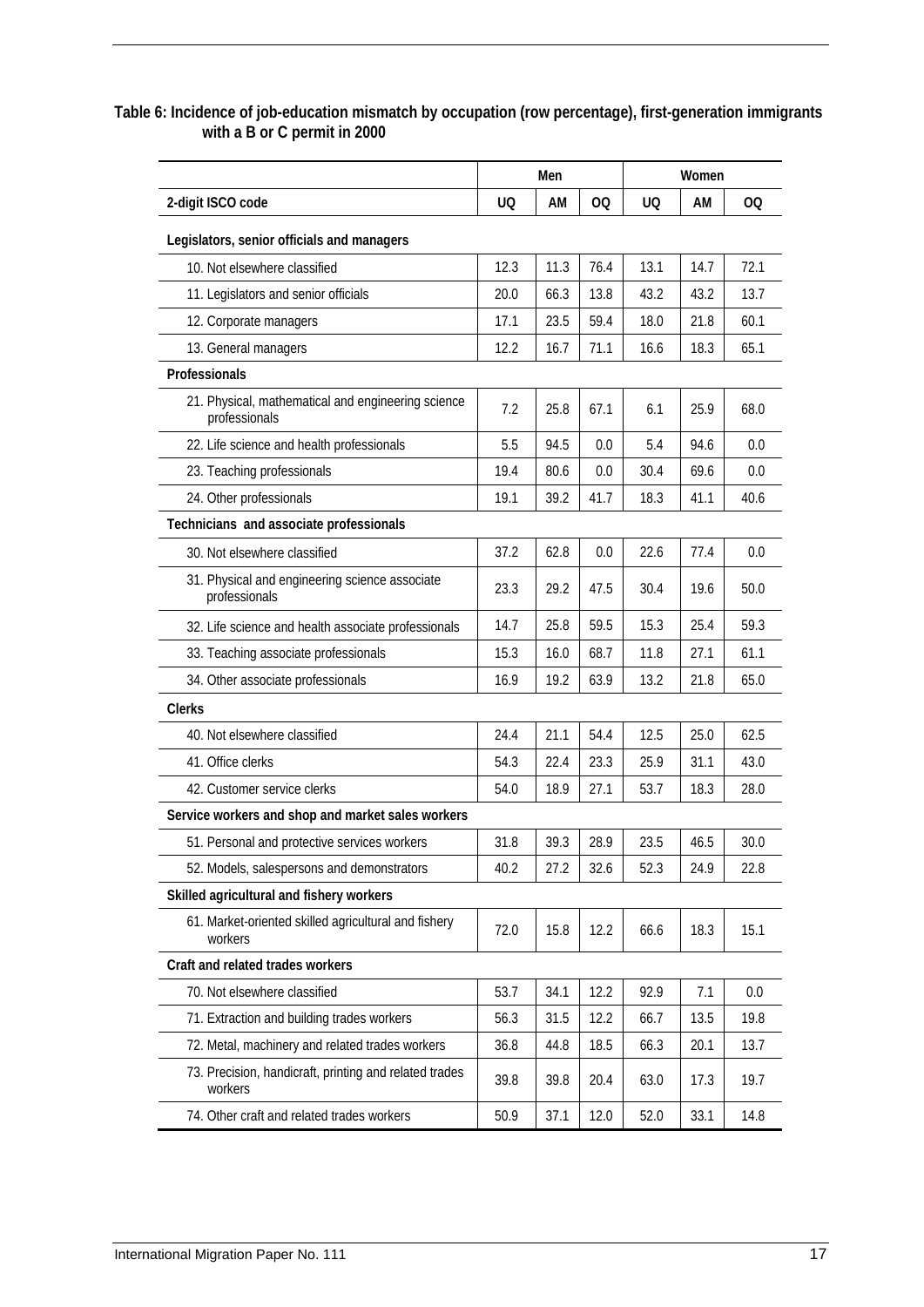**Table 6: Incidence of job-education mismatch by occupation (row percentage), first-generation immigrants with a B or C permit in 2000**

| | Men | | | Women | | |
|---|---|---|---|---|---|---|
| 2-digit ISCO code | UQ | AM | OQ | UQ | AM | OQ |
| **Legislators, senior officials and managers** | | | | | | |
| 10. Not elsewhere classified | 12.3 | 11.3 | 76.4 | 13.1 | 14.7 | 72.1 |
| 11. Legislators and senior officials | 20.0 | 66.3 | 13.8 | 43.2 | 43.2 | 13.7 |
| 12. Corporate managers | 17.1 | 23.5 | 59.4 | 18.0 | 21.8 | 60.1 |
| 13. General managers | 12.2 | 16.7 | 71.1 | 16.6 | 18.3 | 65.1 |
| **Professionals** | | | | | | |
| 21. Physical, mathematical and engineering science professionals | 7.2 | 25.8 | 67.1 | 6.1 | 25.9 | 68.0 |
| 22. Life science and health professionals | 5.5 | 94.5 | 0.0 | 5.4 | 94.6 | 0.0 |
| 23. Teaching professionals | 19.4 | 80.6 | 0.0 | 30.4 | 69.6 | 0.0 |
| 24. Other professionals | 19.1 | 39.2 | 41.7 | 18.3 | 41.1 | 40.6 |
| **Technicians and associate professionals** | | | | | | |
| 30. Not elsewhere classified | 37.2 | 62.8 | 0.0 | 22.6 | 77.4 | 0.0 |
| 31. Physical and engineering science associate professionals | 23.3 | 29.2 | 47.5 | 30.4 | 19.6 | 50.0 |
| 32. Life science and health associate professionals | 14.7 | 25.8 | 59.5 | 15.3 | 25.4 | 59.3 |
| 33. Teaching associate professionals | 15.3 | 16.0 | 68.7 | 11.8 | 27.1 | 61.1 |
| 34. Other associate professionals | 16.9 | 19.2 | 63.9 | 13.2 | 21.8 | 65.0 |
| **Clerks** | | | | | | |
| 40. Not elsewhere classified | 24.4 | 21.1 | 54.4 | 12.5 | 25.0 | 62.5 |
| 41. Office clerks | 54.3 | 22.4 | 23.3 | 25.9 | 31.1 | 43.0 |
| 42. Customer service clerks | 54.0 | 18.9 | 27.1 | 53.7 | 18.3 | 28.0 |
| **Service workers and shop and market sales workers** | | | | | | |
| 51. Personal and protective services workers | 31.8 | 39.3 | 28.9 | 23.5 | 46.5 | 30.0 |
| 52. Models, salespersons and demonstrators | 40.2 | 27.2 | 32.6 | 52.3 | 24.9 | 22.8 |
| **Skilled agricultural and fishery workers** | | | | | | |
| 61. Market-oriented skilled agricultural and fishery workers | 72.0 | 15.8 | 12.2 | 66.6 | 18.3 | 15.1 |
| **Craft and related trades workers** | | | | | | |
| 70. Not elsewhere classified | 53.7 | 34.1 | 12.2 | 92.9 | 7.1 | 0.0 |
| 71. Extraction and building trades workers | 56.3 | 31.5 | 12.2 | 66.7 | 13.5 | 19.8 |
| 72. Metal, machinery and related trades workers | 36.8 | 44.8 | 18.5 | 66.3 | 20.1 | 13.7 |
| 73. Precision, handicraft, printing and related trades workers | 39.8 | 39.8 | 20.4 | 63.0 | 17.3 | 19.7 |
| 74. Other craft and related trades workers | 50.9 | 37.1 | 12.0 | 52.0 | 33.1 | 14.8 |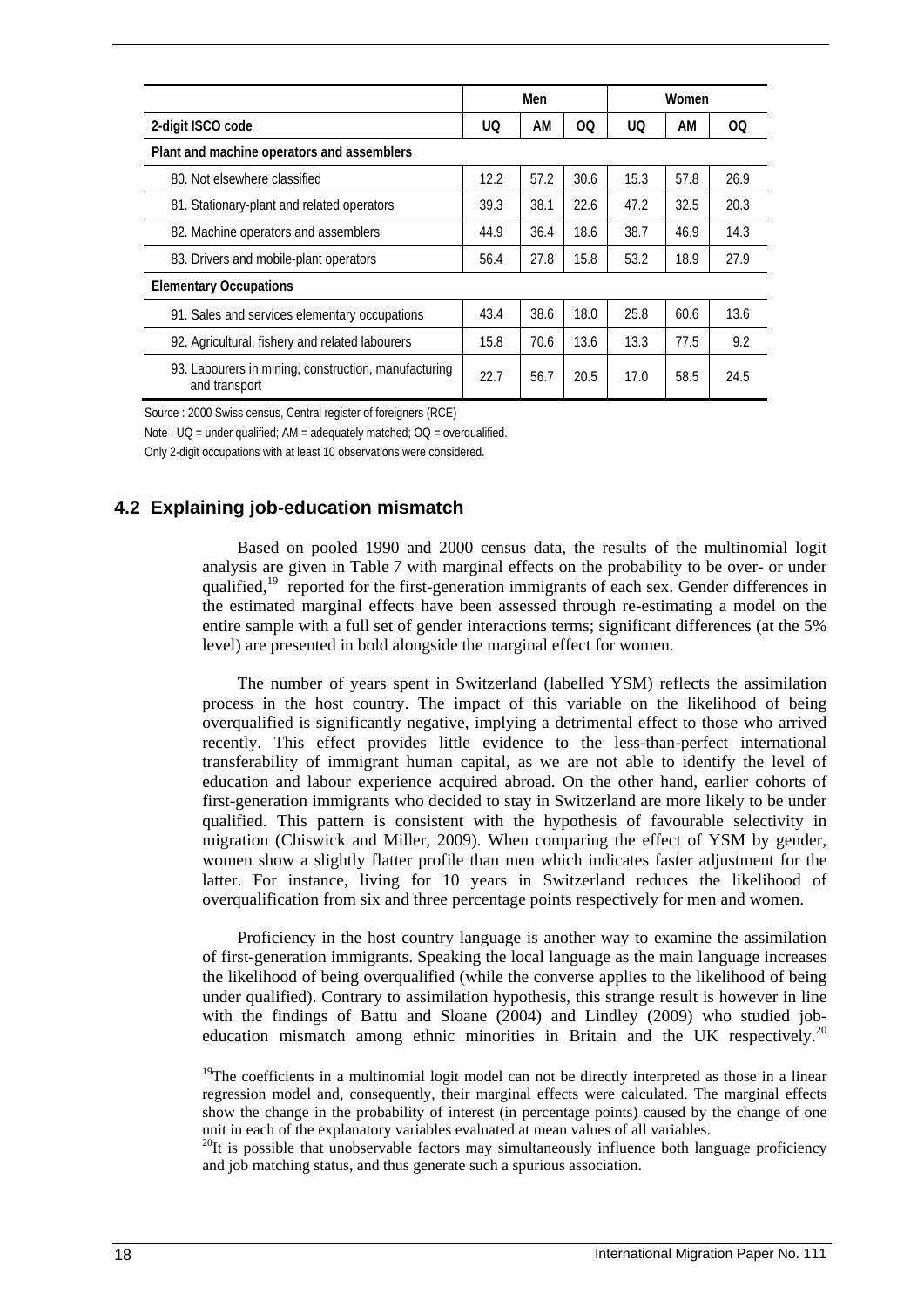| 2-digit ISCO code | Men | | | Women | | |
|---|---|---|---|---|---|---|
| | UQ | AM | OQ | UQ | AM | OQ |
| **Plant and machine operators and assemblers** | | | | | | |
| 80. Not elsewhere classified | 12.2 | 57.2 | 30.6 | 15.3 | 57.8 | 26.9 |
| 81. Stationary-plant and related operators | 39.3 | 38.1 | 22.6 | 47.2 | 32.5 | 20.3 |
| 82. Machine operators and assemblers | 44.9 | 36.4 | 18.6 | 38.7 | 46.9 | 14.3 |
| 83. Drivers and mobile-plant operators | 56.4 | 27.8 | 15.8 | 53.2 | 18.9 | 27.9 |
| **Elementary Occupations** | | | | | | |
| 91. Sales and services elementary occupations | 43.4 | 38.6 | 18.0 | 25.8 | 60.6 | 13.6 |
| 92. Agricultural, fishery and related labourers | 15.8 | 70.6 | 13.6 | 13.3 | 77.5 | 9.2 |
| 93. Labourers in mining, construction, manufacturing and transport | 22.7 | 56.7 | 20.5 | 17.0 | 58.5 | 24.5 |

Source : 2000 Swiss census, Central register of foreigners (RCE)

Note : UQ = under qualified; AM = adequately matched; OQ = overqualified.

Only 2-digit occupations with at least 10 observations were considered.

## 4.2 Explaining job-education mismatch

Based on pooled 1990 and 2000 census data, the results of the multinomial logit analysis are given in Table 7 with marginal effects on the probability to be over- or under qualified,[19] reported for the first-generation immigrants of each sex. Gender differences in the estimated marginal effects have been assessed through re-estimating a model on the entire sample with a full set of gender interactions terms; significant differences (at the 5% level) are presented in bold alongside the marginal effect for women.

The number of years spent in Switzerland (labelled YSM) reflects the assimilation process in the host country. The impact of this variable on the likelihood of being overqualified is significantly negative, implying a detrimental effect to those who arrived recently. This effect provides little evidence to the less-than-perfect international transferability of immigrant human capital, as we are not able to identify the level of education and labour experience acquired abroad. On the other hand, earlier cohorts of first-generation immigrants who decided to stay in Switzerland are more likely to be under qualified. This pattern is consistent with the hypothesis of favourable selectivity in migration (Chiswick and Miller, 2009). When comparing the effect of YSM by gender, women show a slightly flatter profile than men which indicates faster adjustment for the latter. For instance, living for 10 years in Switzerland reduces the likelihood of overqualification from six and three percentage points respectively for men and women.

Proficiency in the host country language is another way to examine the assimilation of first-generation immigrants. Speaking the local language as the main language increases the likelihood of being overqualified (while the converse applies to the likelihood of being under qualified). Contrary to assimilation hypothesis, this strange result is however in line with the findings of Battu and Sloane (2004) and Lindley (2009) who studied job-education mismatch among ethnic minorities in Britain and the UK respectively.[20]

[19]The coefficients in a multinomial logit model can not be directly interpreted as those in a linear regression model and, consequently, their marginal effects were calculated. The marginal effects show the change in the probability of interest (in percentage points) caused by the change of one unit in each of the explanatory variables evaluated at mean values of all variables.

[20]It is possible that unobservable factors may simultaneously influence both language proficiency and job matching status, and thus generate such a spurious association.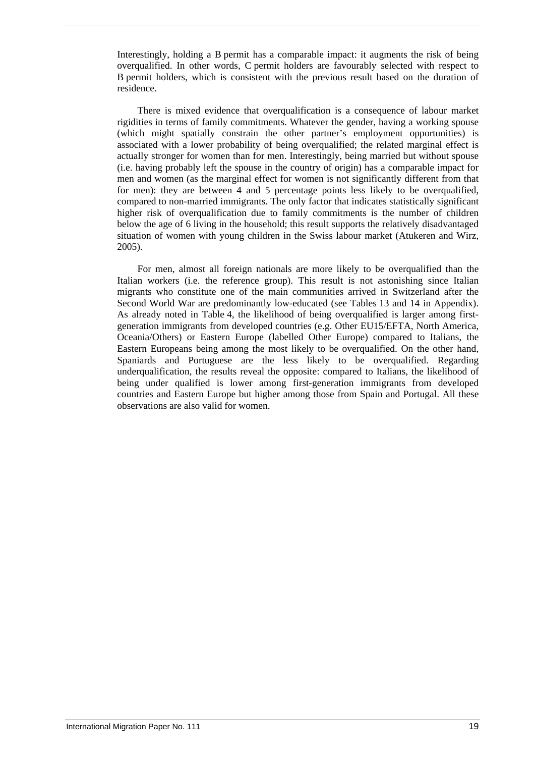Interestingly, holding a B permit has a comparable impact: it augments the risk of being overqualified. In other words, C permit holders are favourably selected with respect to B permit holders, which is consistent with the previous result based on the duration of residence.

There is mixed evidence that overqualification is a consequence of labour market rigidities in terms of family commitments. Whatever the gender, having a working spouse (which might spatially constrain the other partner's employment opportunities) is associated with a lower probability of being overqualified; the related marginal effect is actually stronger for women than for men. Interestingly, being married but without spouse (i.e. having probably left the spouse in the country of origin) has a comparable impact for men and women (as the marginal effect for women is not significantly different from that for men): they are between 4 and 5 percentage points less likely to be overqualified, compared to non-married immigrants. The only factor that indicates statistically significant higher risk of overqualification due to family commitments is the number of children below the age of 6 living in the household; this result supports the relatively disadvantaged situation of women with young children in the Swiss labour market (Atukeren and Wirz, 2005).

For men, almost all foreign nationals are more likely to be overqualified than the Italian workers (i.e. the reference group). This result is not astonishing since Italian migrants who constitute one of the main communities arrived in Switzerland after the Second World War are predominantly low-educated (see Tables 13 and 14 in Appendix). As already noted in Table 4, the likelihood of being overqualified is larger among first-generation immigrants from developed countries (e.g. Other EU15/EFTA, North America, Oceania/Others) or Eastern Europe (labelled Other Europe) compared to Italians, the Eastern Europeans being among the most likely to be overqualified. On the other hand, Spaniards and Portuguese are the less likely to be overqualified. Regarding underqualification, the results reveal the opposite: compared to Italians, the likelihood of being under qualified is lower among first-generation immigrants from developed countries and Eastern Europe but higher among those from Spain and Portugal. All these observations are also valid for women.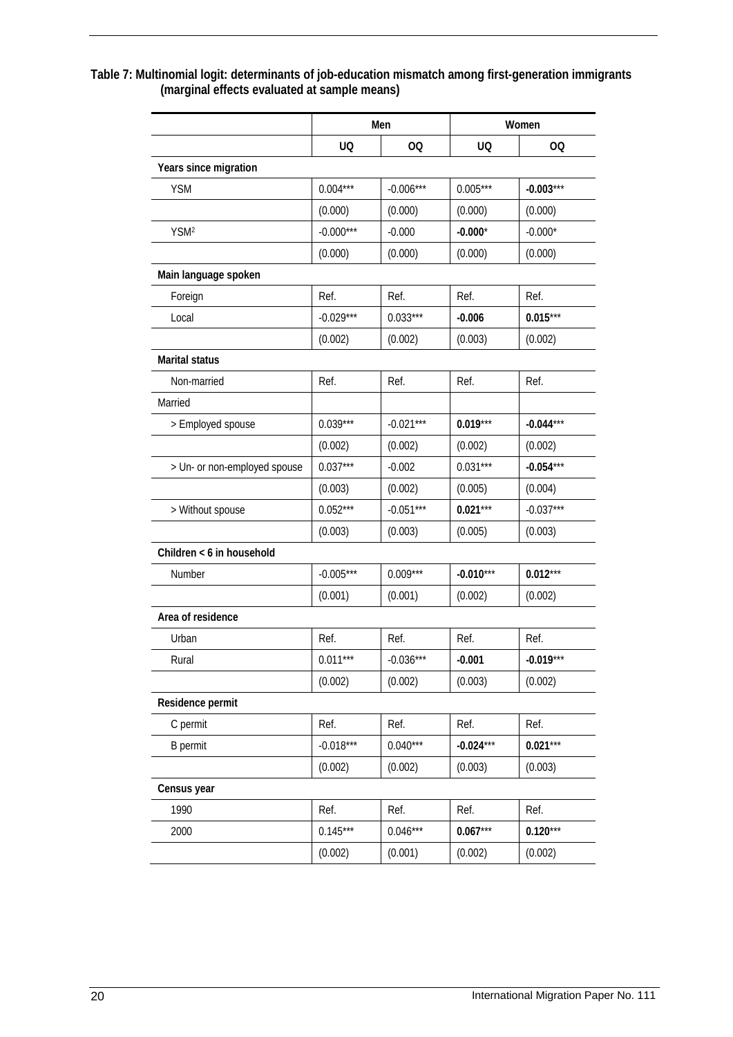**Table 7: Multinomial logit: determinants of job-education mismatch among first-generation immigrants (marginal effects evaluated at sample means)**

| | Men | | Women | |
|---|---|---|---|---|
| | UQ | OQ | UQ | OQ |
| **Years since migration** | | | | |
| YSM | 0.004*** | -0.006*** | 0.005*** | **-0.003*** |
| | (0.000) | (0.000) | (0.000) | (0.000) |
| YSM$^2$ | -0.000*** | -0.000 | **-0.000*** | -0.000* |
| | (0.000) | (0.000) | (0.000) | (0.000) |
| **Main language spoken** | | | | |
| Foreign | Ref. | Ref. | Ref. | Ref. |
| Local | -0.029*** | 0.033*** | **-0.006** | **0.015***** |
| | (0.002) | (0.002) | (0.003) | (0.002) |
| **Marital status** | | | | |
| Non-married | Ref. | Ref. | Ref. | Ref. |
| Married | | | | |
| > Employed spouse | 0.039*** | -0.021*** | **0.019***** | **-0.044***** |
| | (0.002) | (0.002) | (0.002) | (0.002) |
| > Un- or non-employed spouse | 0.037*** | -0.002 | 0.031*** | **-0.054***** |
| | (0.003) | (0.002) | (0.005) | (0.004) |
| > Without spouse | 0.052*** | -0.051*** | **0.021***** | -0.037*** |
| | (0.003) | (0.003) | (0.005) | (0.003) |
| **Children < 6 in household** | | | | |
| Number | -0.005*** | 0.009*** | **-0.010***** | **0.012***** |
| | (0.001) | (0.001) | (0.002) | (0.002) |
| **Area of residence** | | | | |
| Urban | Ref. | Ref. | Ref. | Ref. |
| Rural | 0.011*** | -0.036*** | **-0.001** | **-0.019***** |
| | (0.002) | (0.002) | (0.003) | (0.002) |
| **Residence permit** | | | | |
| C permit | Ref. | Ref. | Ref. | Ref. |
| B permit | -0.018*** | 0.040*** | **-0.024***** | **0.021***** |
| | (0.002) | (0.002) | (0.003) | (0.003) |
| **Census year** | | | | |
| 1990 | Ref. | Ref. | Ref. | Ref. |
| 2000 | 0.145*** | 0.046*** | **0.067***** | **0.120***** |
| | (0.002) | (0.001) | (0.002) | (0.002) |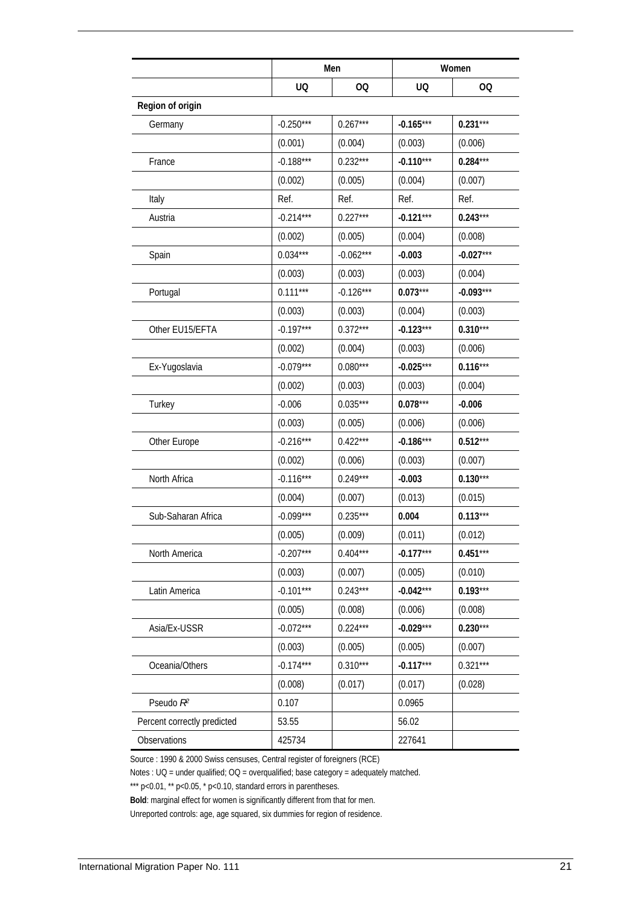| | Men | | Women | |
|---|---|---|---|---|
| | UQ | OQ | UQ | OQ |
| **Region of origin** | | | | |
| Germany | -0.250*** | 0.267*** | **-0.165***** | **0.231***** |
| | (0.001) | (0.004) | (0.003) | (0.006) |
| France | -0.188*** | 0.232*** | **-0.110***** | **0.284***** |
| | (0.002) | (0.005) | (0.004) | (0.007) |
| Italy | Ref. | Ref. | Ref. | Ref. |
| Austria | -0.214*** | 0.227*** | **-0.121***** | **0.243***** |
| | (0.002) | (0.005) | (0.004) | (0.008) |
| Spain | 0.034*** | -0.062*** | **-0.003** | **-0.027***** |
| | (0.003) | (0.003) | (0.003) | (0.004) |
| Portugal | 0.111*** | -0.126*** | **0.073***** | **-0.093***** |
| | (0.003) | (0.003) | (0.004) | (0.003) |
| Other EU15/EFTA | -0.197*** | 0.372*** | **-0.123***** | **0.310***** |
| | (0.002) | (0.004) | (0.003) | (0.006) |
| Ex-Yugoslavia | -0.079*** | 0.080*** | **-0.025***** | **0.116***** |
| | (0.002) | (0.003) | (0.003) | (0.004) |
| Turkey | -0.006 | 0.035*** | **0.078***** | **-0.006** |
| | (0.003) | (0.005) | (0.006) | (0.006) |
| Other Europe | -0.216*** | 0.422*** | **-0.186***** | **0.512***** |
| | (0.002) | (0.006) | (0.003) | (0.007) |
| North Africa | -0.116*** | 0.249*** | **-0.003** | **0.130***** |
| | (0.004) | (0.007) | (0.013) | (0.015) |
| Sub-Saharan Africa | -0.099*** | 0.235*** | **0.004** | **0.113***** |
| | (0.005) | (0.009) | (0.011) | (0.012) |
| North America | -0.207*** | 0.404*** | **-0.177***** | **0.451***** |
| | (0.003) | (0.007) | (0.005) | (0.010) |
| Latin America | -0.101*** | 0.243*** | **-0.042***** | **0.193***** |
| | (0.005) | (0.008) | (0.006) | (0.008) |
| Asia/Ex-USSR | -0.072*** | 0.224*** | **-0.029***** | **0.230***** |
| | (0.003) | (0.005) | (0.005) | (0.007) |
| Oceania/Others | -0.174*** | 0.310*** | **-0.117***** | 0.321*** |
| | (0.008) | (0.017) | (0.017) | (0.028) |
| Pseudo $R^2$ | 0.107 | | 0.0965 | |
| Percent correctly predicted | 53.55 | | 56.02 | |
| Observations | 425734 | | 227641 | |

Source : 1990 & 2000 Swiss censuses, Central register of foreigners (RCE)

Notes : UQ = under qualified; OQ = overqualified; base category = adequately matched.

*** p<0.01, ** p<0.05, * p<0.10, standard errors in parentheses.

**Bold**: marginal effect for women is significantly different from that for men.

Unreported controls: age, age squared, six dummies for region of residence.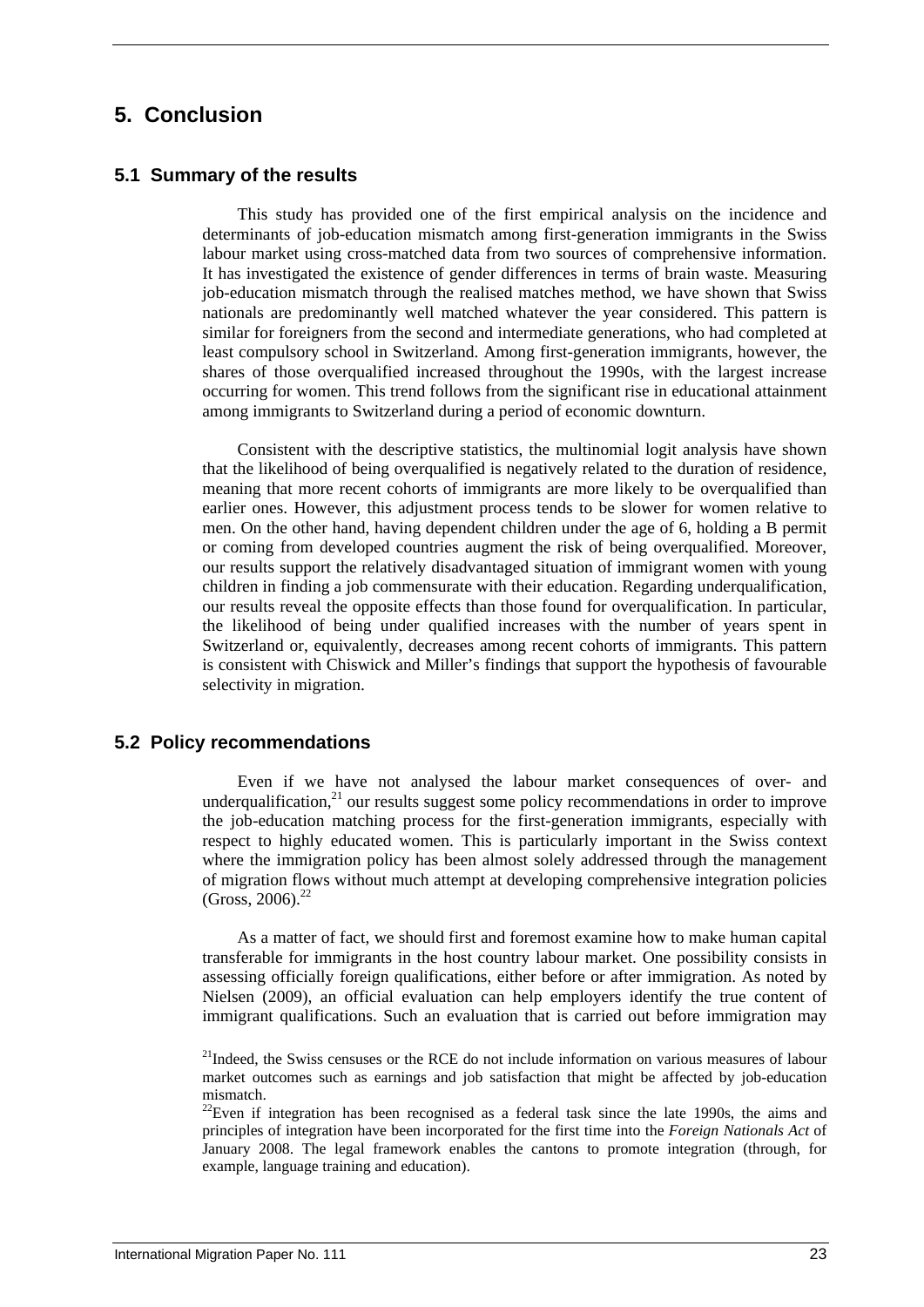# 5. Conclusion

## 5.1 Summary of the results

This study has provided one of the first empirical analysis on the incidence and determinants of job-education mismatch among first-generation immigrants in the Swiss labour market using cross-matched data from two sources of comprehensive information. It has investigated the existence of gender differences in terms of brain waste. Measuring job-education mismatch through the realised matches method, we have shown that Swiss nationals are predominantly well matched whatever the year considered. This pattern is similar for foreigners from the second and intermediate generations, who had completed at least compulsory school in Switzerland. Among first-generation immigrants, however, the shares of those overqualified increased throughout the 1990s, with the largest increase occurring for women. This trend follows from the significant rise in educational attainment among immigrants to Switzerland during a period of economic downturn.

Consistent with the descriptive statistics, the multinomial logit analysis have shown that the likelihood of being overqualified is negatively related to the duration of residence, meaning that more recent cohorts of immigrants are more likely to be overqualified than earlier ones. However, this adjustment process tends to be slower for women relative to men. On the other hand, having dependent children under the age of 6, holding a B permit or coming from developed countries augment the risk of being overqualified. Moreover, our results support the relatively disadvantaged situation of immigrant women with young children in finding a job commensurate with their education. Regarding underqualification, our results reveal the opposite effects than those found for overqualification. In particular, the likelihood of being under qualified increases with the number of years spent in Switzerland or, equivalently, decreases among recent cohorts of immigrants. This pattern is consistent with Chiswick and Miller's findings that support the hypothesis of favourable selectivity in migration.

## 5.2 Policy recommendations

Even if we have not analysed the labour market consequences of over- and underqualification,[21] our results suggest some policy recommendations in order to improve the job-education matching process for the first-generation immigrants, especially with respect to highly educated women. This is particularly important in the Swiss context where the immigration policy has been almost solely addressed through the management of migration flows without much attempt at developing comprehensive integration policies (Gross, 2006).[22]

As a matter of fact, we should first and foremost examine how to make human capital transferable for immigrants in the host country labour market. One possibility consists in assessing officially foreign qualifications, either before or after immigration. As noted by Nielsen (2009), an official evaluation can help employers identify the true content of immigrant qualifications. Such an evaluation that is carried out before immigration may

[21]Indeed, the Swiss censuses or the RCE do not include information on various measures of labour market outcomes such as earnings and job satisfaction that might be affected by job-education mismatch.

[22]Even if integration has been recognised as a federal task since the late 1990s, the aims and principles of integration have been incorporated for the first time into the *Foreign Nationals Act* of January 2008. The legal framework enables the cantons to promote integration (through, for example, language training and education).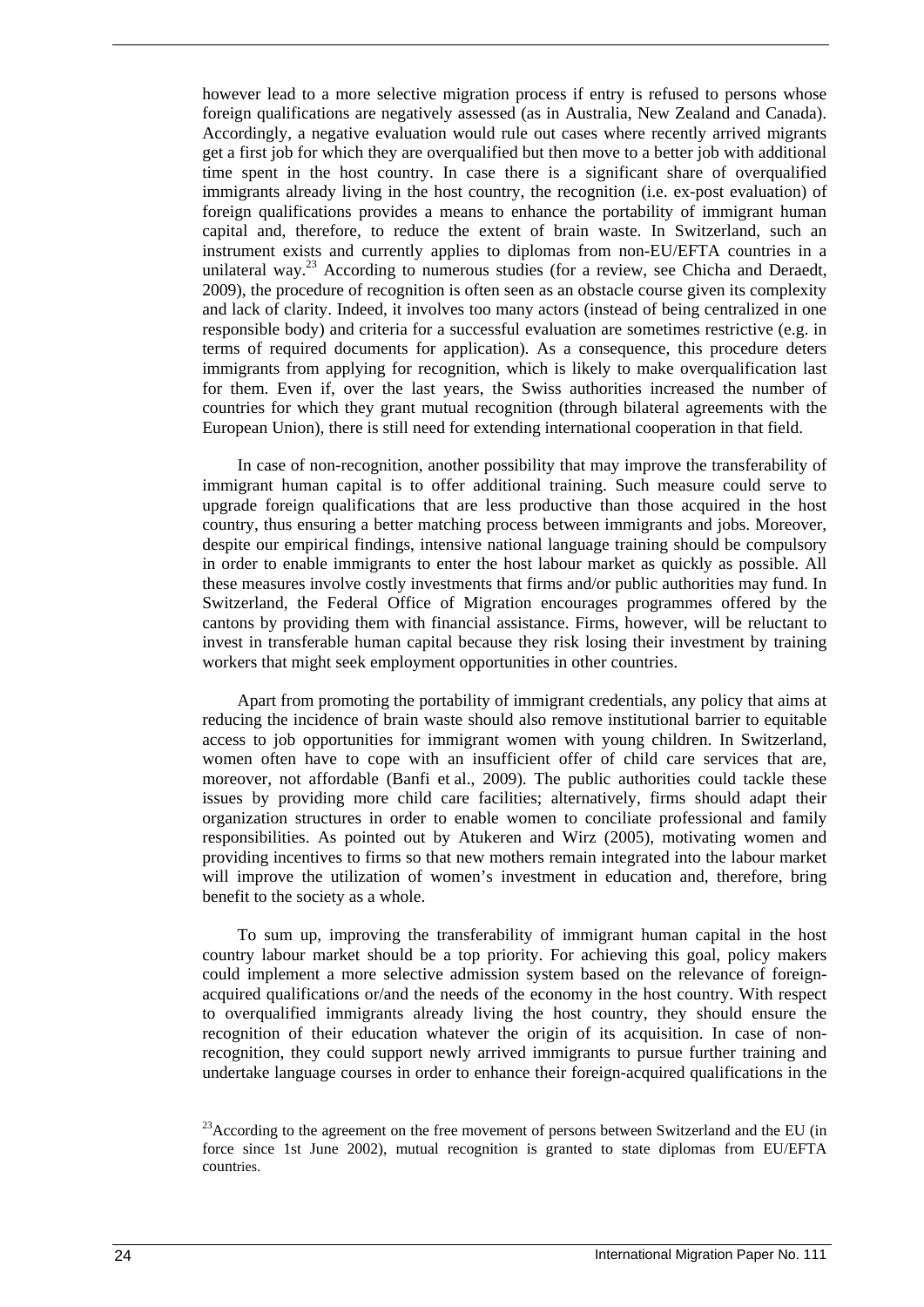however lead to a more selective migration process if entry is refused to persons whose foreign qualifications are negatively assessed (as in Australia, New Zealand and Canada). Accordingly, a negative evaluation would rule out cases where recently arrived migrants get a first job for which they are overqualified but then move to a better job with additional time spent in the host country. In case there is a significant share of overqualified immigrants already living in the host country, the recognition (i.e. ex-post evaluation) of foreign qualifications provides a means to enhance the portability of immigrant human capital and, therefore, to reduce the extent of brain waste. In Switzerland, such an instrument exists and currently applies to diplomas from non-EU/EFTA countries in a unilateral way.[23] According to numerous studies (for a review, see Chicha and Deraedt, 2009), the procedure of recognition is often seen as an obstacle course given its complexity and lack of clarity. Indeed, it involves too many actors (instead of being centralized in one responsible body) and criteria for a successful evaluation are sometimes restrictive (e.g. in terms of required documents for application). As a consequence, this procedure deters immigrants from applying for recognition, which is likely to make overqualification last for them. Even if, over the last years, the Swiss authorities increased the number of countries for which they grant mutual recognition (through bilateral agreements with the European Union), there is still need for extending international cooperation in that field.

In case of non-recognition, another possibility that may improve the transferability of immigrant human capital is to offer additional training. Such measure could serve to upgrade foreign qualifications that are less productive than those acquired in the host country, thus ensuring a better matching process between immigrants and jobs. Moreover, despite our empirical findings, intensive national language training should be compulsory in order to enable immigrants to enter the host labour market as quickly as possible. All these measures involve costly investments that firms and/or public authorities may fund. In Switzerland, the Federal Office of Migration encourages programmes offered by the cantons by providing them with financial assistance. Firms, however, will be reluctant to invest in transferable human capital because they risk losing their investment by training workers that might seek employment opportunities in other countries.

Apart from promoting the portability of immigrant credentials, any policy that aims at reducing the incidence of brain waste should also remove institutional barrier to equitable access to job opportunities for immigrant women with young children. In Switzerland, women often have to cope with an insufficient offer of child care services that are, moreover, not affordable (Banfi et al., 2009). The public authorities could tackle these issues by providing more child care facilities; alternatively, firms should adapt their organization structures in order to enable women to conciliate professional and family responsibilities. As pointed out by Atukeren and Wirz (2005), motivating women and providing incentives to firms so that new mothers remain integrated into the labour market will improve the utilization of women's investment in education and, therefore, bring benefit to the society as a whole.

To sum up, improving the transferability of immigrant human capital in the host country labour market should be a top priority. For achieving this goal, policy makers could implement a more selective admission system based on the relevance of foreign-acquired qualifications or/and the needs of the economy in the host country. With respect to overqualified immigrants already living the host country, they should ensure the recognition of their education whatever the origin of its acquisition. In case of non-recognition, they could support newly arrived immigrants to pursue further training and undertake language courses in order to enhance their foreign-acquired qualifications in the

[23] According to the agreement on the free movement of persons between Switzerland and the EU (in force since 1st June 2002), mutual recognition is granted to state diplomas from EU/EFTA countries.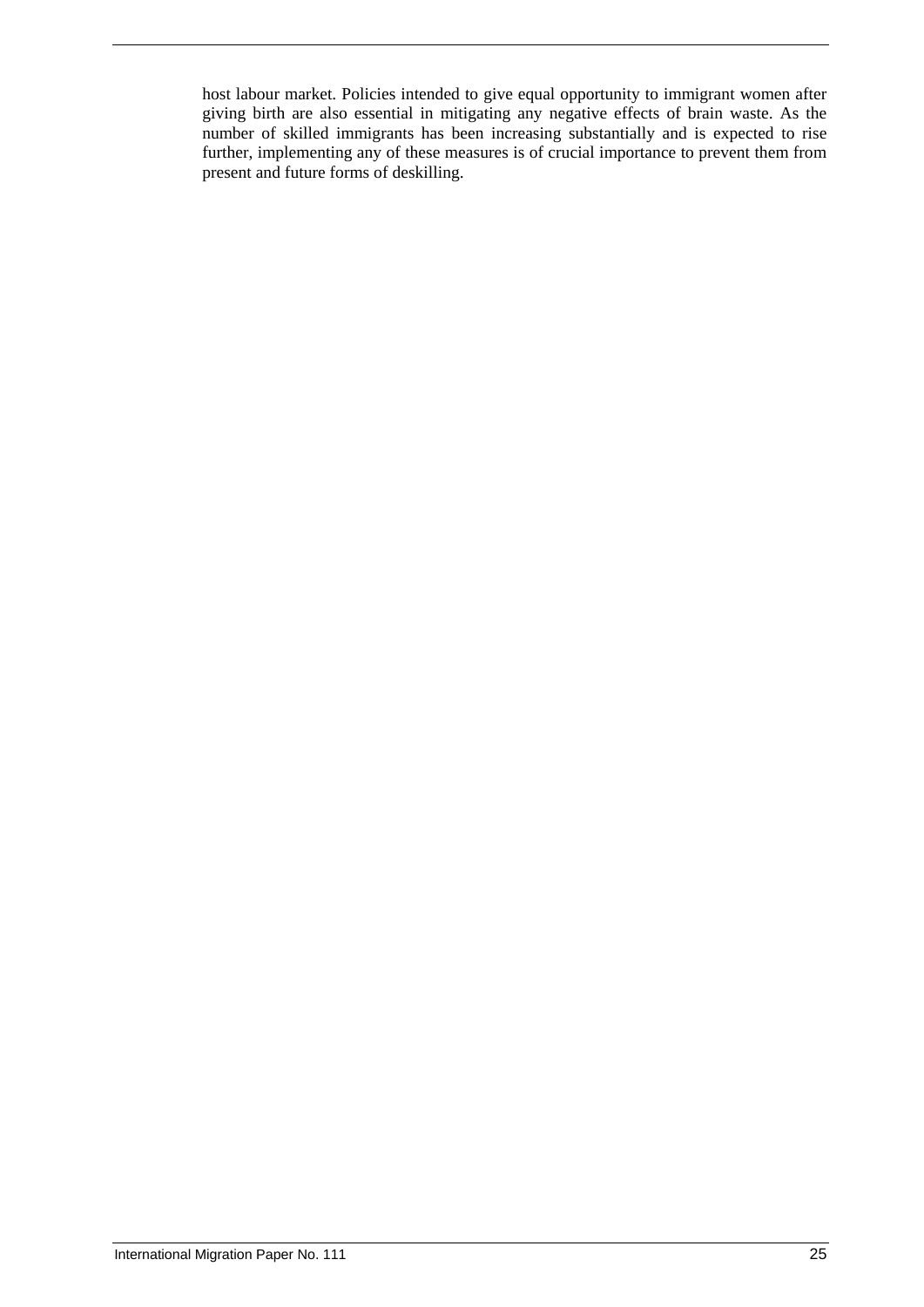host labour market. Policies intended to give equal opportunity to immigrant women after giving birth are also essential in mitigating any negative effects of brain waste. As the number of skilled immigrants has been increasing substantially and is expected to rise further, implementing any of these measures is of crucial importance to prevent them from present and future forms of deskilling.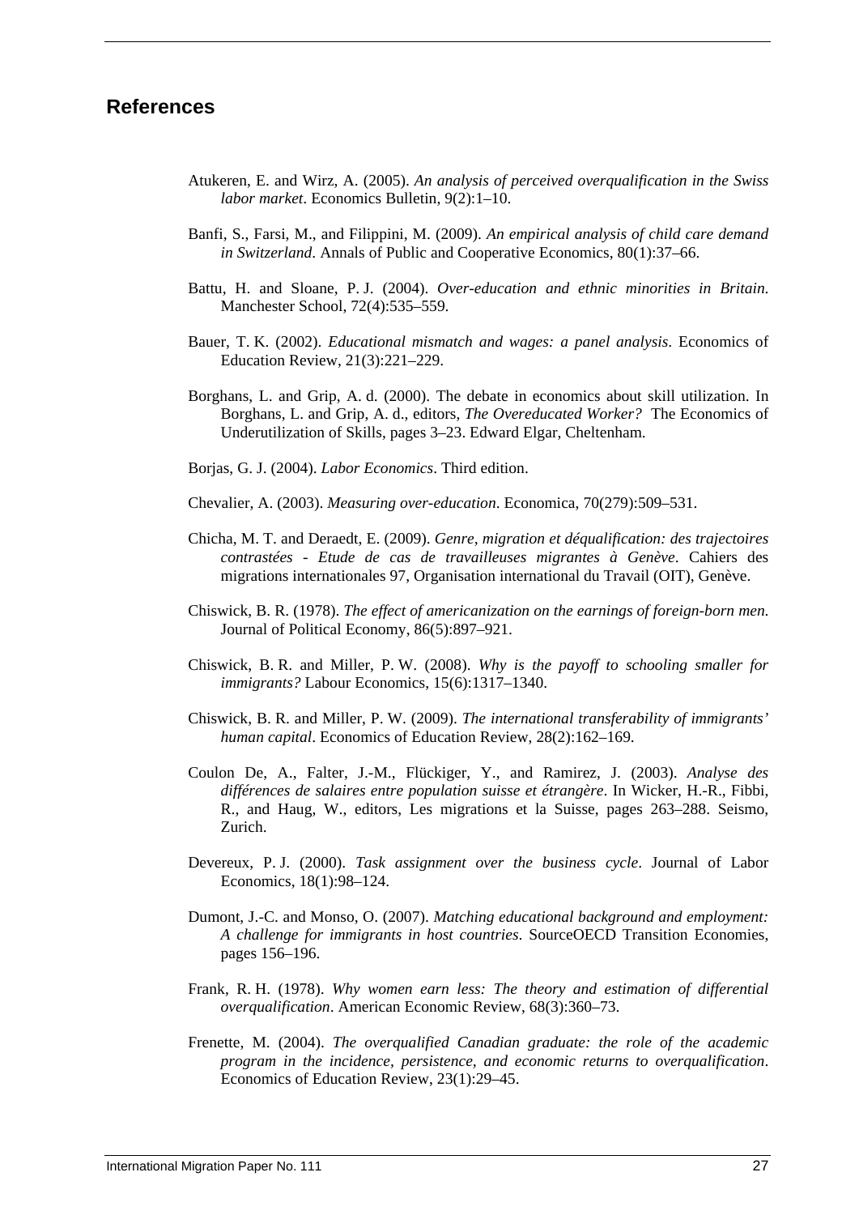## References

Atukeren, E. and Wirz, A. (2005). *An analysis of perceived overqualification in the Swiss labor market*. Economics Bulletin, 9(2):1–10.

Banfi, S., Farsi, M., and Filippini, M. (2009). *An empirical analysis of child care demand in Switzerland*. Annals of Public and Cooperative Economics, 80(1):37–66.

Battu, H. and Sloane, P. J. (2004). *Over-education and ethnic minorities in Britain*. Manchester School, 72(4):535–559.

Bauer, T. K. (2002). *Educational mismatch and wages: a panel analysis*. Economics of Education Review, 21(3):221–229.

Borghans, L. and Grip, A. d. (2000). The debate in economics about skill utilization. In Borghans, L. and Grip, A. d., editors, *The Overeducated Worker?* The Economics of Underutilization of Skills, pages 3–23. Edward Elgar, Cheltenham.

Borjas, G. J. (2004). *Labor Economics*. Third edition.

Chevalier, A. (2003). *Measuring over-education*. Economica, 70(279):509–531.

Chicha, M. T. and Deraedt, E. (2009). *Genre, migration et déqualification: des trajectoires contrastées - Etude de cas de travailleuses migrantes à Genève*. Cahiers des migrations internationales 97, Organisation international du Travail (OIT), Genève.

Chiswick, B. R. (1978). *The effect of americanization on the earnings of foreign-born men.* Journal of Political Economy, 86(5):897–921.

Chiswick, B. R. and Miller, P. W. (2008). *Why is the payoff to schooling smaller for immigrants?* Labour Economics, 15(6):1317–1340.

Chiswick, B. R. and Miller, P. W. (2009). *The international transferability of immigrants' human capital*. Economics of Education Review, 28(2):162–169.

Coulon De, A., Falter, J.-M., Flückiger, Y., and Ramirez, J. (2003). *Analyse des différences de salaires entre population suisse et étrangère*. In Wicker, H.-R., Fibbi, R., and Haug, W., editors, Les migrations et la Suisse, pages 263–288. Seismo, Zurich.

Devereux, P. J. (2000). *Task assignment over the business cycle*. Journal of Labor Economics, 18(1):98–124.

Dumont, J.-C. and Monso, O. (2007). *Matching educational background and employment: A challenge for immigrants in host countries*. SourceOECD Transition Economies, pages 156–196.

Frank, R. H. (1978). *Why women earn less: The theory and estimation of differential overqualification*. American Economic Review, 68(3):360–73.

Frenette, M. (2004). *The overqualified Canadian graduate: the role of the academic program in the incidence, persistence, and economic returns to overqualification*. Economics of Education Review, 23(1):29–45.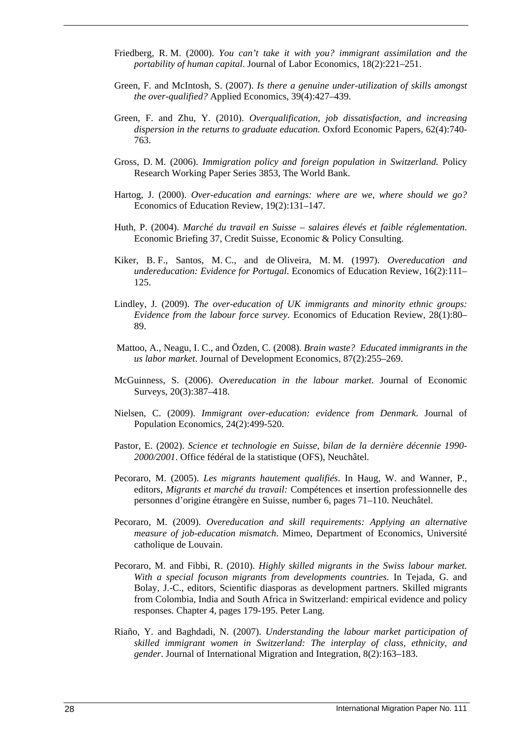Friedberg, R. M. (2000). *You can't take it with you? immigrant assimilation and the portability of human capital*. Journal of Labor Economics, 18(2):221–251.

Green, F. and McIntosh, S. (2007). *Is there a genuine under-utilization of skills amongst the over-qualified?* Applied Economics, 39(4):427–439.

Green, F. and Zhu, Y. (2010). *Overqualification, job dissatisfaction, and increasing dispersion in the returns to graduate education.* Oxford Economic Papers, 62(4):740-763.

Gross, D. M. (2006). *Immigration policy and foreign population in Switzerland.* Policy Research Working Paper Series 3853, The World Bank.

Hartog, J. (2000). *Over-education and earnings: where are we, where should we go?* Economics of Education Review, 19(2):131–147.

Huth, P. (2004). *Marché du travail en Suisse – salaires élevés et faible réglementation*. Economic Briefing 37, Credit Suisse, Economic & Policy Consulting.

Kiker, B. F., Santos, M. C., and de Oliveira, M. M. (1997). *Overeducation and undereducation: Evidence for Portugal*. Economics of Education Review, 16(2):111–125.

Lindley, J. (2009). *The over-education of UK immigrants and minority ethnic groups: Evidence from the labour force survey*. Economics of Education Review, 28(1):80–89.

Mattoo, A., Neagu, I. C., and Özden, C. (2008). *Brain waste? Educated immigrants in the us labor market*. Journal of Development Economics, 87(2):255–269.

McGuinness, S. (2006). *Overeducation in the labour market*. Journal of Economic Surveys, 20(3):387–418.

Nielsen, C. (2009). *Immigrant over-education: evidence from Denmark.* Journal of Population Economics, 24(2):499-520.

Pastor, E. (2002). *Science et technologie en Suisse, bilan de la dernière décennie 1990-2000/2001*. Office fédéral de la statistique (OFS), Neuchâtel.

Pecoraro, M. (2005). *Les migrants hautement qualifiés*. In Haug, W. and Wanner, P., editors, *Migrants et marché du travail:* Compétences et insertion professionnelle des personnes d'origine étrangère en Suisse, number 6, pages 71–110. Neuchâtel.

Pecoraro, M. (2009). *Overeducation and skill requirements: Applying an alternative measure of job-education mismatch*. Mimeo, Department of Economics, Université catholique de Louvain.

Pecoraro, M. and Fibbi, R. (2010). *Highly skilled migrants in the Swiss labour market. With a special focuson migrants from developments countries*. In Tejada, G. and Bolay, J.-C., editors, Scientific diasporas as development partners. Skilled migrants from Colombia, India and South Africa in Switzerland: empirical evidence and policy responses. Chapter 4, pages 179-195. Peter Lang.

Riaño, Y. and Baghdadi, N. (2007). *Understanding the labour market participation of skilled immigrant women in Switzerland: The interplay of class, ethnicity, and gender*. Journal of International Migration and Integration, 8(2):163–183.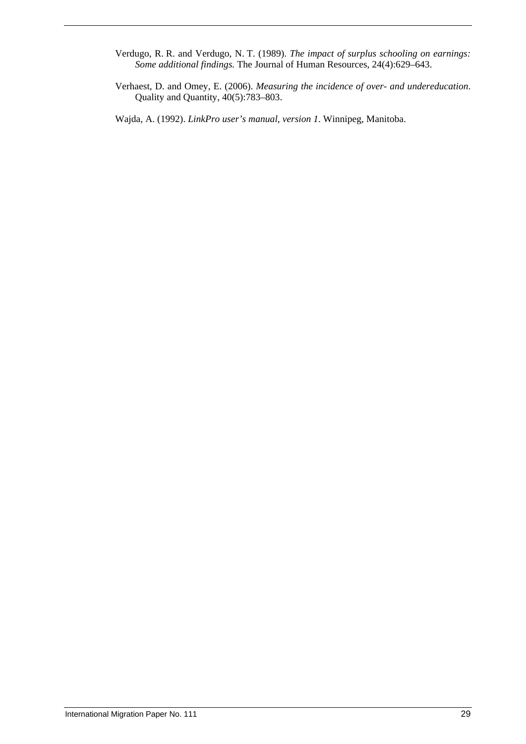Verdugo, R. R. and Verdugo, N. T. (1989). *The impact of surplus schooling on earnings: Some additional findings.* The Journal of Human Resources, 24(4):629–643.

Verhaest, D. and Omey, E. (2006). *Measuring the incidence of over- and undereducation*. Quality and Quantity, 40(5):783–803.

Wajda, A. (1992). *LinkPro user's manual, version 1*. Winnipeg, Manitoba.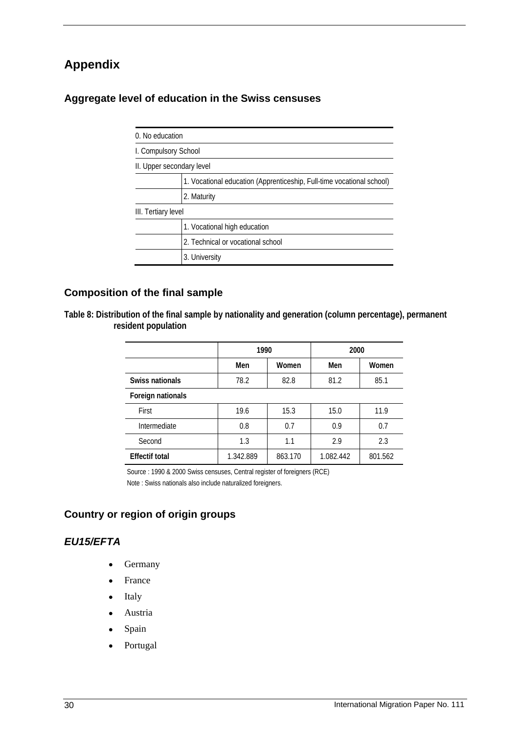# Appendix

## Aggregate level of education in the Swiss censuses

| 0. No education | |
|---|---|
| I. Compulsory School | |
| II. Upper secondary level | |
| | 1. Vocational education (Apprenticeship, Full-time vocational school) |
| | 2. Maturity |
| III. Tertiary level | |
| | 1. Vocational high education |
| | 2. Technical or vocational school |
| | 3. University |

## Composition of the final sample

**Table 8: Distribution of the final sample by nationality and generation (column percentage), permanent resident population**

| | 1990 | | 2000 | |
|---|---|---|---|---|
| | Men | Women | Men | Women |
| **Swiss nationals** | 78.2 | 82.8 | 81.2 | 85.1 |
| **Foreign nationals** | | | | |
| First | 19.6 | 15.3 | 15.0 | 11.9 |
| Intermediate | 0.8 | 0.7 | 0.9 | 0.7 |
| Second | 1.3 | 1.1 | 2.9 | 2.3 |
| **Effectif total** | 1.342.889 | 863.170 | 1.082.442 | 801.562 |

Source : 1990 & 2000 Swiss censuses, Central register of foreigners (RCE)

Note : Swiss nationals also include naturalized foreigners.

## Country or region of origin groups

### *EU15/EFTA*

- Germany
- France
- Italy
- Austria
- Spain
- Portugal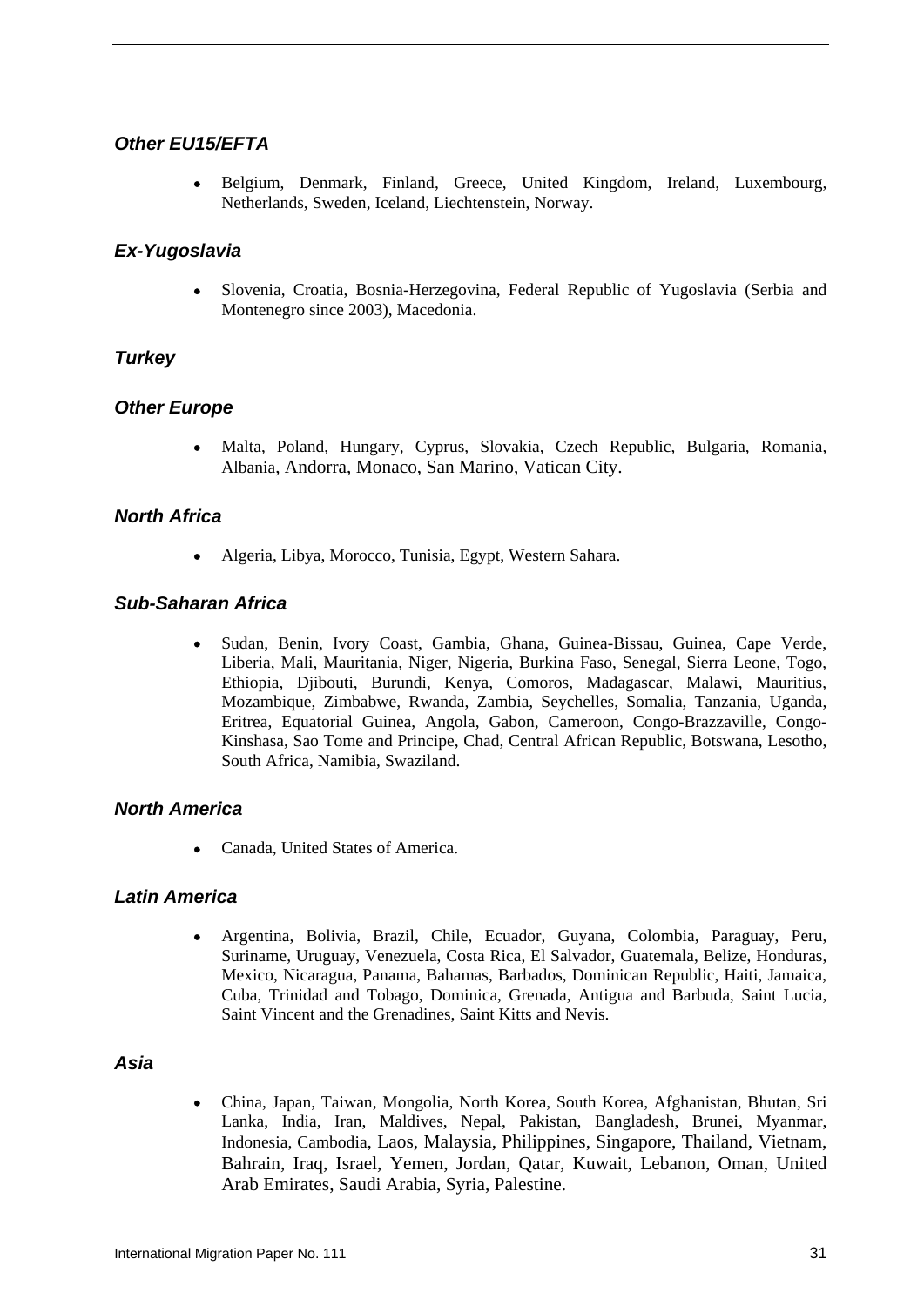### *Other EU15/EFTA*

- Belgium, Denmark, Finland, Greece, United Kingdom, Ireland, Luxembourg, Netherlands, Sweden, Iceland, Liechtenstein, Norway.

### *Ex-Yugoslavia*

- Slovenia, Croatia, Bosnia-Herzegovina, Federal Republic of Yugoslavia (Serbia and Montenegro since 2003), Macedonia.

### *Turkey*

### *Other Europe*

- Malta, Poland, Hungary, Cyprus, Slovakia, Czech Republic, Bulgaria, Romania, Albania, Andorra, Monaco, San Marino, Vatican City.

### *North Africa*

- Algeria, Libya, Morocco, Tunisia, Egypt, Western Sahara.

### *Sub-Saharan Africa*

- Sudan, Benin, Ivory Coast, Gambia, Ghana, Guinea-Bissau, Guinea, Cape Verde, Liberia, Mali, Mauritania, Niger, Nigeria, Burkina Faso, Senegal, Sierra Leone, Togo, Ethiopia, Djibouti, Burundi, Kenya, Comoros, Madagascar, Malawi, Mauritius, Mozambique, Zimbabwe, Rwanda, Zambia, Seychelles, Somalia, Tanzania, Uganda, Eritrea, Equatorial Guinea, Angola, Gabon, Cameroon, Congo-Brazzaville, Congo-Kinshasa, Sao Tome and Principe, Chad, Central African Republic, Botswana, Lesotho, South Africa, Namibia, Swaziland.

### *North America*

- Canada, United States of America.

### *Latin America*

- Argentina, Bolivia, Brazil, Chile, Ecuador, Guyana, Colombia, Paraguay, Peru, Suriname, Uruguay, Venezuela, Costa Rica, El Salvador, Guatemala, Belize, Honduras, Mexico, Nicaragua, Panama, Bahamas, Barbados, Dominican Republic, Haiti, Jamaica, Cuba, Trinidad and Tobago, Dominica, Grenada, Antigua and Barbuda, Saint Lucia, Saint Vincent and the Grenadines, Saint Kitts and Nevis.

### *Asia*

- China, Japan, Taiwan, Mongolia, North Korea, South Korea, Afghanistan, Bhutan, Sri Lanka, India, Iran, Maldives, Nepal, Pakistan, Bangladesh, Brunei, Myanmar, Indonesia, Cambodia, Laos, Malaysia, Philippines, Singapore, Thailand, Vietnam, Bahrain, Iraq, Israel, Yemen, Jordan, Qatar, Kuwait, Lebanon, Oman, United Arab Emirates, Saudi Arabia, Syria, Palestine.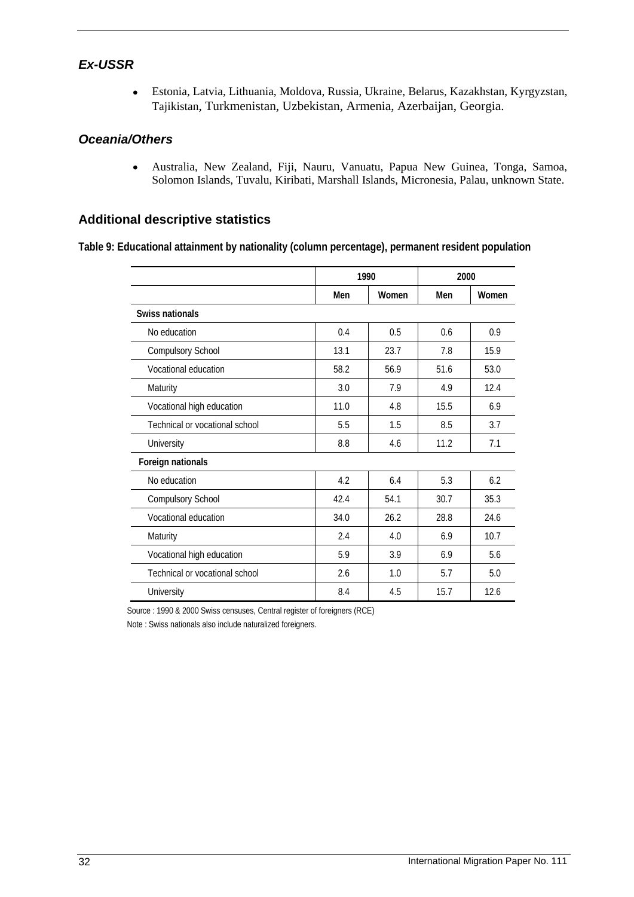### *Ex-USSR*

- Estonia, Latvia, Lithuania, Moldova, Russia, Ukraine, Belarus, Kazakhstan, Kyrgyzstan, Tajikistan, Turkmenistan, Uzbekistan, Armenia, Azerbaijan, Georgia.

### *Oceania/Others*

- Australia, New Zealand, Fiji, Nauru, Vanuatu, Papua New Guinea, Tonga, Samoa, Solomon Islands, Tuvalu, Kiribati, Marshall Islands, Micronesia, Palau, unknown State.

## Additional descriptive statistics

**Table 9: Educational attainment by nationality (column percentage), permanent resident population**

| | 1990 | | 2000 | |
|---|---|---|---|---|
| | Men | Women | Men | Women |
| **Swiss nationals** | | | | |
| No education | 0.4 | 0.5 | 0.6 | 0.9 |
| Compulsory School | 13.1 | 23.7 | 7.8 | 15.9 |
| Vocational education | 58.2 | 56.9 | 51.6 | 53.0 |
| Maturity | 3.0 | 7.9 | 4.9 | 12.4 |
| Vocational high education | 11.0 | 4.8 | 15.5 | 6.9 |
| Technical or vocational school | 5.5 | 1.5 | 8.5 | 3.7 |
| University | 8.8 | 4.6 | 11.2 | 7.1 |
| **Foreign nationals** | | | | |
| No education | 4.2 | 6.4 | 5.3 | 6.2 |
| Compulsory School | 42.4 | 54.1 | 30.7 | 35.3 |
| Vocational education | 34.0 | 26.2 | 28.8 | 24.6 |
| Maturity | 2.4 | 4.0 | 6.9 | 10.7 |
| Vocational high education | 5.9 | 3.9 | 6.9 | 5.6 |
| Technical or vocational school | 2.6 | 1.0 | 5.7 | 5.0 |
| University | 8.4 | 4.5 | 15.7 | 12.6 |

Source : 1990 & 2000 Swiss censuses, Central register of foreigners (RCE)

Note : Swiss nationals also include naturalized foreigners.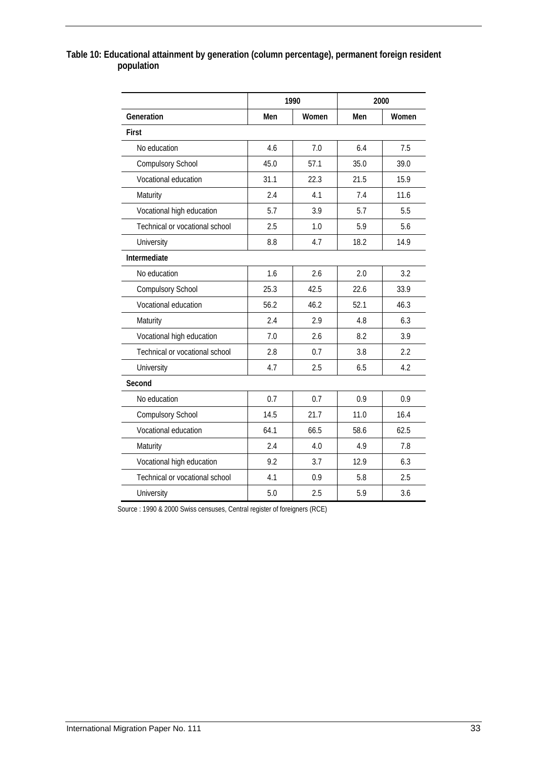**Table 10: Educational attainment by generation (column percentage), permanent foreign resident population**

| | 1990 | | 2000 | |
|---|---|---|---|---|
| **Generation** | **Men** | **Women** | **Men** | **Women** |
| **First** | | | | |
| No education | 4.6 | 7.0 | 6.4 | 7.5 |
| Compulsory School | 45.0 | 57.1 | 35.0 | 39.0 |
| Vocational education | 31.1 | 22.3 | 21.5 | 15.9 |
| Maturity | 2.4 | 4.1 | 7.4 | 11.6 |
| Vocational high education | 5.7 | 3.9 | 5.7 | 5.5 |
| Technical or vocational school | 2.5 | 1.0 | 5.9 | 5.6 |
| University | 8.8 | 4.7 | 18.2 | 14.9 |
| **Intermediate** | | | | |
| No education | 1.6 | 2.6 | 2.0 | 3.2 |
| Compulsory School | 25.3 | 42.5 | 22.6 | 33.9 |
| Vocational education | 56.2 | 46.2 | 52.1 | 46.3 |
| Maturity | 2.4 | 2.9 | 4.8 | 6.3 |
| Vocational high education | 7.0 | 2.6 | 8.2 | 3.9 |
| Technical or vocational school | 2.8 | 0.7 | 3.8 | 2.2 |
| University | 4.7 | 2.5 | 6.5 | 4.2 |
| **Second** | | | | |
| No education | 0.7 | 0.7 | 0.9 | 0.9 |
| Compulsory School | 14.5 | 21.7 | 11.0 | 16.4 |
| Vocational education | 64.1 | 66.5 | 58.6 | 62.5 |
| Maturity | 2.4 | 4.0 | 4.9 | 7.8 |
| Vocational high education | 9.2 | 3.7 | 12.9 | 6.3 |
| Technical or vocational school | 4.1 | 0.9 | 5.8 | 2.5 |
| University | 5.0 | 2.5 | 5.9 | 3.6 |

Source : 1990 & 2000 Swiss censuses, Central register of foreigners (RCE)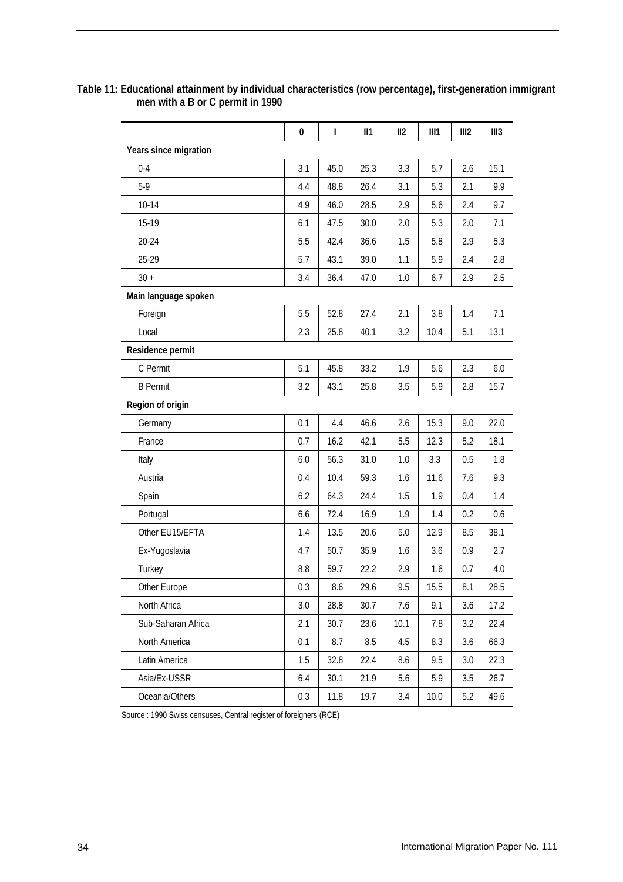**Table 11: Educational attainment by individual characteristics (row percentage), first-generation immigrant men with a B or C permit in 1990**

| | 0 | I | II1 | II2 | III1 | III2 | III3 |
|---|---|---|---|---|---|---|---|
| **Years since migration** | | | | | | | |
| 0-4 | 3.1 | 45.0 | 25.3 | 3.3 | 5.7 | 2.6 | 15.1 |
| 5-9 | 4.4 | 48.8 | 26.4 | 3.1 | 5.3 | 2.1 | 9.9 |
| 10-14 | 4.9 | 46.0 | 28.5 | 2.9 | 5.6 | 2.4 | 9.7 |
| 15-19 | 6.1 | 47.5 | 30.0 | 2.0 | 5.3 | 2.0 | 7.1 |
| 20-24 | 5.5 | 42.4 | 36.6 | 1.5 | 5.8 | 2.9 | 5.3 |
| 25-29 | 5.7 | 43.1 | 39.0 | 1.1 | 5.9 | 2.4 | 2.8 |
| 30 + | 3.4 | 36.4 | 47.0 | 1.0 | 6.7 | 2.9 | 2.5 |
| **Main language spoken** | | | | | | | |
| Foreign | 5.5 | 52.8 | 27.4 | 2.1 | 3.8 | 1.4 | 7.1 |
| Local | 2.3 | 25.8 | 40.1 | 3.2 | 10.4 | 5.1 | 13.1 |
| **Residence permit** | | | | | | | |
| C Permit | 5.1 | 45.8 | 33.2 | 1.9 | 5.6 | 2.3 | 6.0 |
| B Permit | 3.2 | 43.1 | 25.8 | 3.5 | 5.9 | 2.8 | 15.7 |
| **Region of origin** | | | | | | | |
| Germany | 0.1 | 4.4 | 46.6 | 2.6 | 15.3 | 9.0 | 22.0 |
| France | 0.7 | 16.2 | 42.1 | 5.5 | 12.3 | 5.2 | 18.1 |
| Italy | 6.0 | 56.3 | 31.0 | 1.0 | 3.3 | 0.5 | 1.8 |
| Austria | 0.4 | 10.4 | 59.3 | 1.6 | 11.6 | 7.6 | 9.3 |
| Spain | 6.2 | 64.3 | 24.4 | 1.5 | 1.9 | 0.4 | 1.4 |
| Portugal | 6.6 | 72.4 | 16.9 | 1.9 | 1.4 | 0.2 | 0.6 |
| Other EU15/EFTA | 1.4 | 13.5 | 20.6 | 5.0 | 12.9 | 8.5 | 38.1 |
| Ex-Yugoslavia | 4.7 | 50.7 | 35.9 | 1.6 | 3.6 | 0.9 | 2.7 |
| Turkey | 8.8 | 59.7 | 22.2 | 2.9 | 1.6 | 0.7 | 4.0 |
| Other Europe | 0.3 | 8.6 | 29.6 | 9.5 | 15.5 | 8.1 | 28.5 |
| North Africa | 3.0 | 28.8 | 30.7 | 7.6 | 9.1 | 3.6 | 17.2 |
| Sub-Saharan Africa | 2.1 | 30.7 | 23.6 | 10.1 | 7.8 | 3.2 | 22.4 |
| North America | 0.1 | 8.7 | 8.5 | 4.5 | 8.3 | 3.6 | 66.3 |
| Latin America | 1.5 | 32.8 | 22.4 | 8.6 | 9.5 | 3.0 | 22.3 |
| Asia/Ex-USSR | 6.4 | 30.1 | 21.9 | 5.6 | 5.9 | 3.5 | 26.7 |
| Oceania/Others | 0.3 | 11.8 | 19.7 | 3.4 | 10.0 | 5.2 | 49.6 |

Source : 1990 Swiss censuses, Central register of foreigners (RCE)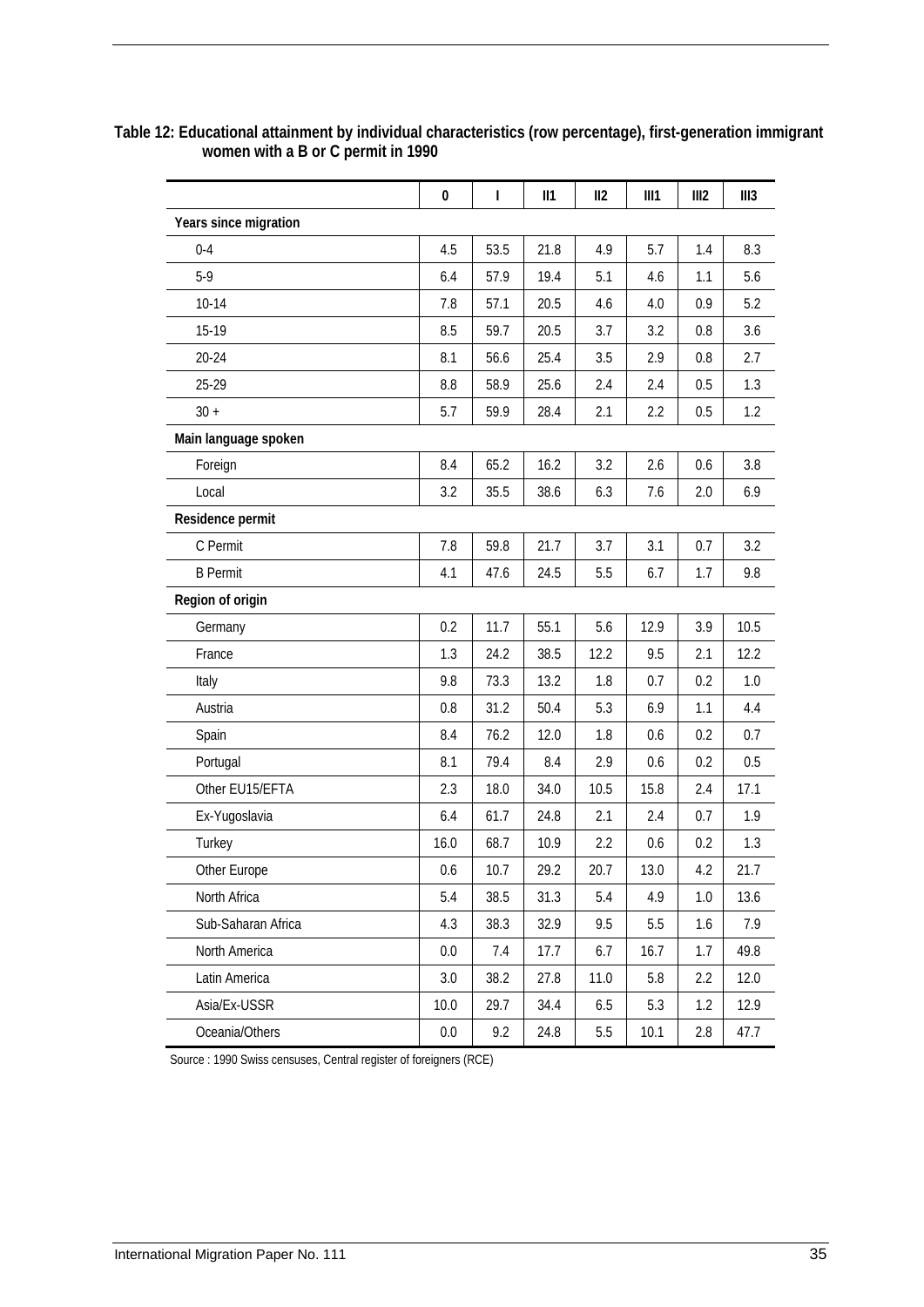**Table 12: Educational attainment by individual characteristics (row percentage), first-generation immigrant women with a B or C permit in 1990**

| | 0 | I | II1 | II2 | III1 | III2 | III3 |
|---|---|---|---|---|---|---|---|
| **Years since migration** | | | | | | | |
| 0-4 | 4.5 | 53.5 | 21.8 | 4.9 | 5.7 | 1.4 | 8.3 |
| 5-9 | 6.4 | 57.9 | 19.4 | 5.1 | 4.6 | 1.1 | 5.6 |
| 10-14 | 7.8 | 57.1 | 20.5 | 4.6 | 4.0 | 0.9 | 5.2 |
| 15-19 | 8.5 | 59.7 | 20.5 | 3.7 | 3.2 | 0.8 | 3.6 |
| 20-24 | 8.1 | 56.6 | 25.4 | 3.5 | 2.9 | 0.8 | 2.7 |
| 25-29 | 8.8 | 58.9 | 25.6 | 2.4 | 2.4 | 0.5 | 1.3 |
| 30 + | 5.7 | 59.9 | 28.4 | 2.1 | 2.2 | 0.5 | 1.2 |
| **Main language spoken** | | | | | | | |
| Foreign | 8.4 | 65.2 | 16.2 | 3.2 | 2.6 | 0.6 | 3.8 |
| Local | 3.2 | 35.5 | 38.6 | 6.3 | 7.6 | 2.0 | 6.9 |
| **Residence permit** | | | | | | | |
| C Permit | 7.8 | 59.8 | 21.7 | 3.7 | 3.1 | 0.7 | 3.2 |
| B Permit | 4.1 | 47.6 | 24.5 | 5.5 | 6.7 | 1.7 | 9.8 |
| **Region of origin** | | | | | | | |
| Germany | 0.2 | 11.7 | 55.1 | 5.6 | 12.9 | 3.9 | 10.5 |
| France | 1.3 | 24.2 | 38.5 | 12.2 | 9.5 | 2.1 | 12.2 |
| Italy | 9.8 | 73.3 | 13.2 | 1.8 | 0.7 | 0.2 | 1.0 |
| Austria | 0.8 | 31.2 | 50.4 | 5.3 | 6.9 | 1.1 | 4.4 |
| Spain | 8.4 | 76.2 | 12.0 | 1.8 | 0.6 | 0.2 | 0.7 |
| Portugal | 8.1 | 79.4 | 8.4 | 2.9 | 0.6 | 0.2 | 0.5 |
| Other EU15/EFTA | 2.3 | 18.0 | 34.0 | 10.5 | 15.8 | 2.4 | 17.1 |
| Ex-Yugoslavia | 6.4 | 61.7 | 24.8 | 2.1 | 2.4 | 0.7 | 1.9 |
| Turkey | 16.0 | 68.7 | 10.9 | 2.2 | 0.6 | 0.2 | 1.3 |
| Other Europe | 0.6 | 10.7 | 29.2 | 20.7 | 13.0 | 4.2 | 21.7 |
| North Africa | 5.4 | 38.5 | 31.3 | 5.4 | 4.9 | 1.0 | 13.6 |
| Sub-Saharan Africa | 4.3 | 38.3 | 32.9 | 9.5 | 5.5 | 1.6 | 7.9 |
| North America | 0.0 | 7.4 | 17.7 | 6.7 | 16.7 | 1.7 | 49.8 |
| Latin America | 3.0 | 38.2 | 27.8 | 11.0 | 5.8 | 2.2 | 12.0 |
| Asia/Ex-USSR | 10.0 | 29.7 | 34.4 | 6.5 | 5.3 | 1.2 | 12.9 |
| Oceania/Others | 0.0 | 9.2 | 24.8 | 5.5 | 10.1 | 2.8 | 47.7 |

Source : 1990 Swiss censuses, Central register of foreigners (RCE)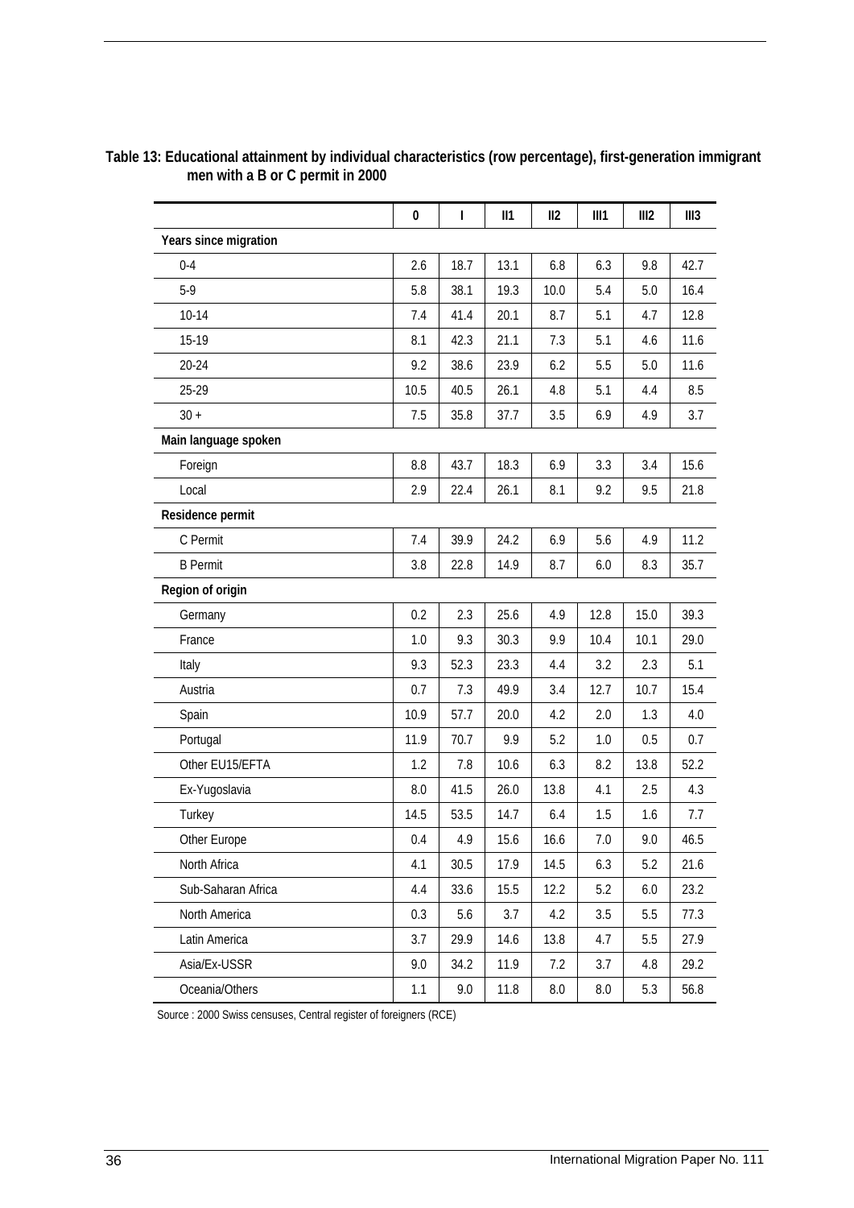**Table 13: Educational attainment by individual characteristics (row percentage), first-generation immigrant men with a B or C permit in 2000**

| | 0 | I | II1 | II2 | III1 | III2 | III3 |
|---|---|---|---|---|---|---|---|
| **Years since migration** | | | | | | | |
| 0-4 | 2.6 | 18.7 | 13.1 | 6.8 | 6.3 | 9.8 | 42.7 |
| 5-9 | 5.8 | 38.1 | 19.3 | 10.0 | 5.4 | 5.0 | 16.4 |
| 10-14 | 7.4 | 41.4 | 20.1 | 8.7 | 5.1 | 4.7 | 12.8 |
| 15-19 | 8.1 | 42.3 | 21.1 | 7.3 | 5.1 | 4.6 | 11.6 |
| 20-24 | 9.2 | 38.6 | 23.9 | 6.2 | 5.5 | 5.0 | 11.6 |
| 25-29 | 10.5 | 40.5 | 26.1 | 4.8 | 5.1 | 4.4 | 8.5 |
| 30 + | 7.5 | 35.8 | 37.7 | 3.5 | 6.9 | 4.9 | 3.7 |
| **Main language spoken** | | | | | | | |
| Foreign | 8.8 | 43.7 | 18.3 | 6.9 | 3.3 | 3.4 | 15.6 |
| Local | 2.9 | 22.4 | 26.1 | 8.1 | 9.2 | 9.5 | 21.8 |
| **Residence permit** | | | | | | | |
| C Permit | 7.4 | 39.9 | 24.2 | 6.9 | 5.6 | 4.9 | 11.2 |
| B Permit | 3.8 | 22.8 | 14.9 | 8.7 | 6.0 | 8.3 | 35.7 |
| **Region of origin** | | | | | | | |
| Germany | 0.2 | 2.3 | 25.6 | 4.9 | 12.8 | 15.0 | 39.3 |
| France | 1.0 | 9.3 | 30.3 | 9.9 | 10.4 | 10.1 | 29.0 |
| Italy | 9.3 | 52.3 | 23.3 | 4.4 | 3.2 | 2.3 | 5.1 |
| Austria | 0.7 | 7.3 | 49.9 | 3.4 | 12.7 | 10.7 | 15.4 |
| Spain | 10.9 | 57.7 | 20.0 | 4.2 | 2.0 | 1.3 | 4.0 |
| Portugal | 11.9 | 70.7 | 9.9 | 5.2 | 1.0 | 0.5 | 0.7 |
| Other EU15/EFTA | 1.2 | 7.8 | 10.6 | 6.3 | 8.2 | 13.8 | 52.2 |
| Ex-Yugoslavia | 8.0 | 41.5 | 26.0 | 13.8 | 4.1 | 2.5 | 4.3 |
| Turkey | 14.5 | 53.5 | 14.7 | 6.4 | 1.5 | 1.6 | 7.7 |
| Other Europe | 0.4 | 4.9 | 15.6 | 16.6 | 7.0 | 9.0 | 46.5 |
| North Africa | 4.1 | 30.5 | 17.9 | 14.5 | 6.3 | 5.2 | 21.6 |
| Sub-Saharan Africa | 4.4 | 33.6 | 15.5 | 12.2 | 5.2 | 6.0 | 23.2 |
| North America | 0.3 | 5.6 | 3.7 | 4.2 | 3.5 | 5.5 | 77.3 |
| Latin America | 3.7 | 29.9 | 14.6 | 13.8 | 4.7 | 5.5 | 27.9 |
| Asia/Ex-USSR | 9.0 | 34.2 | 11.9 | 7.2 | 3.7 | 4.8 | 29.2 |
| Oceania/Others | 1.1 | 9.0 | 11.8 | 8.0 | 8.0 | 5.3 | 56.8 |

Source : 2000 Swiss censuses, Central register of foreigners (RCE)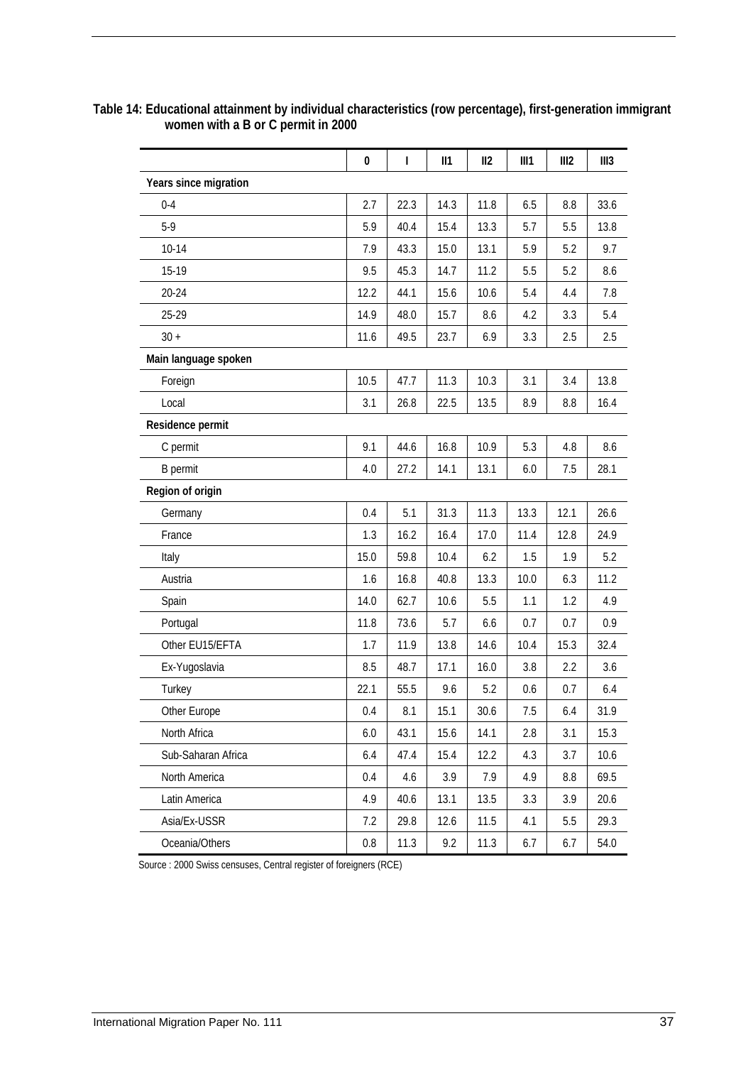**Table 14: Educational attainment by individual characteristics (row percentage), first-generation immigrant women with a B or C permit in 2000**

| | 0 | I | II1 | II2 | III1 | III2 | III3 |
|---|---|---|---|---|---|---|---|
| **Years since migration** | | | | | | | |
| 0-4 | 2.7 | 22.3 | 14.3 | 11.8 | 6.5 | 8.8 | 33.6 |
| 5-9 | 5.9 | 40.4 | 15.4 | 13.3 | 5.7 | 5.5 | 13.8 |
| 10-14 | 7.9 | 43.3 | 15.0 | 13.1 | 5.9 | 5.2 | 9.7 |
| 15-19 | 9.5 | 45.3 | 14.7 | 11.2 | 5.5 | 5.2 | 8.6 |
| 20-24 | 12.2 | 44.1 | 15.6 | 10.6 | 5.4 | 4.4 | 7.8 |
| 25-29 | 14.9 | 48.0 | 15.7 | 8.6 | 4.2 | 3.3 | 5.4 |
| 30 + | 11.6 | 49.5 | 23.7 | 6.9 | 3.3 | 2.5 | 2.5 |
| **Main language spoken** | | | | | | | |
| Foreign | 10.5 | 47.7 | 11.3 | 10.3 | 3.1 | 3.4 | 13.8 |
| Local | 3.1 | 26.8 | 22.5 | 13.5 | 8.9 | 8.8 | 16.4 |
| **Residence permit** | | | | | | | |
| C permit | 9.1 | 44.6 | 16.8 | 10.9 | 5.3 | 4.8 | 8.6 |
| B permit | 4.0 | 27.2 | 14.1 | 13.1 | 6.0 | 7.5 | 28.1 |
| **Region of origin** | | | | | | | |
| Germany | 0.4 | 5.1 | 31.3 | 11.3 | 13.3 | 12.1 | 26.6 |
| France | 1.3 | 16.2 | 16.4 | 17.0 | 11.4 | 12.8 | 24.9 |
| Italy | 15.0 | 59.8 | 10.4 | 6.2 | 1.5 | 1.9 | 5.2 |
| Austria | 1.6 | 16.8 | 40.8 | 13.3 | 10.0 | 6.3 | 11.2 |
| Spain | 14.0 | 62.7 | 10.6 | 5.5 | 1.1 | 1.2 | 4.9 |
| Portugal | 11.8 | 73.6 | 5.7 | 6.6 | 0.7 | 0.7 | 0.9 |
| Other EU15/EFTA | 1.7 | 11.9 | 13.8 | 14.6 | 10.4 | 15.3 | 32.4 |
| Ex-Yugoslavia | 8.5 | 48.7 | 17.1 | 16.0 | 3.8 | 2.2 | 3.6 |
| Turkey | 22.1 | 55.5 | 9.6 | 5.2 | 0.6 | 0.7 | 6.4 |
| Other Europe | 0.4 | 8.1 | 15.1 | 30.6 | 7.5 | 6.4 | 31.9 |
| North Africa | 6.0 | 43.1 | 15.6 | 14.1 | 2.8 | 3.1 | 15.3 |
| Sub-Saharan Africa | 6.4 | 47.4 | 15.4 | 12.2 | 4.3 | 3.7 | 10.6 |
| North America | 0.4 | 4.6 | 3.9 | 7.9 | 4.9 | 8.8 | 69.5 |
| Latin America | 4.9 | 40.6 | 13.1 | 13.5 | 3.3 | 3.9 | 20.6 |
| Asia/Ex-USSR | 7.2 | 29.8 | 12.6 | 11.5 | 4.1 | 5.5 | 29.3 |
| Oceania/Others | 0.8 | 11.3 | 9.2 | 11.3 | 6.7 | 6.7 | 54.0 |

Source : 2000 Swiss censuses, Central register of foreigners (RCE)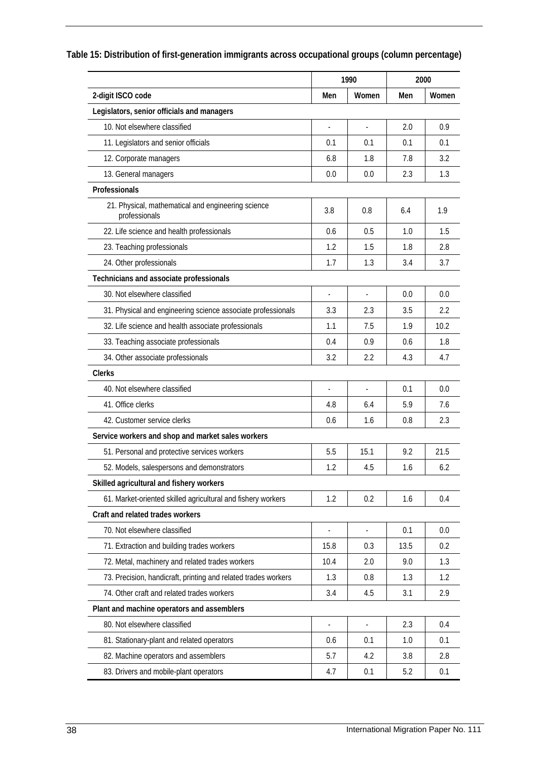**Table 15: Distribution of first-generation immigrants across occupational groups (column percentage)**

| | 1990 | | 2000 | |
|---|---|---|---|---|
| 2-digit ISCO code | Men | Women | Men | Women |
| **Legislators, senior officials and managers** | | | | |
| 10. Not elsewhere classified | - | - | 2.0 | 0.9 |
| 11. Legislators and senior officials | 0.1 | 0.1 | 0.1 | 0.1 |
| 12. Corporate managers | 6.8 | 1.8 | 7.8 | 3.2 |
| 13. General managers | 0.0 | 0.0 | 2.3 | 1.3 |
| **Professionals** | | | | |
| 21. Physical, mathematical and engineering science professionals | 3.8 | 0.8 | 6.4 | 1.9 |
| 22. Life science and health professionals | 0.6 | 0.5 | 1.0 | 1.5 |
| 23. Teaching professionals | 1.2 | 1.5 | 1.8 | 2.8 |
| 24. Other professionals | 1.7 | 1.3 | 3.4 | 3.7 |
| **Technicians and associate professionals** | | | | |
| 30. Not elsewhere classified | - | - | 0.0 | 0.0 |
| 31. Physical and engineering science associate professionals | 3.3 | 2.3 | 3.5 | 2.2 |
| 32. Life science and health associate professionals | 1.1 | 7.5 | 1.9 | 10.2 |
| 33. Teaching associate professionals | 0.4 | 0.9 | 0.6 | 1.8 |
| 34. Other associate professionals | 3.2 | 2.2 | 4.3 | 4.7 |
| **Clerks** | | | | |
| 40. Not elsewhere classified | - | - | 0.1 | 0.0 |
| 41. Office clerks | 4.8 | 6.4 | 5.9 | 7.6 |
| 42. Customer service clerks | 0.6 | 1.6 | 0.8 | 2.3 |
| **Service workers and shop and market sales workers** | | | | |
| 51. Personal and protective services workers | 5.5 | 15.1 | 9.2 | 21.5 |
| 52. Models, salespersons and demonstrators | 1.2 | 4.5 | 1.6 | 6.2 |
| **Skilled agricultural and fishery workers** | | | | |
| 61. Market-oriented skilled agricultural and fishery workers | 1.2 | 0.2 | 1.6 | 0.4 |
| **Craft and related trades workers** | | | | |
| 70. Not elsewhere classified | - | - | 0.1 | 0.0 |
| 71. Extraction and building trades workers | 15.8 | 0.3 | 13.5 | 0.2 |
| 72. Metal, machinery and related trades workers | 10.4 | 2.0 | 9.0 | 1.3 |
| 73. Precision, handicraft, printing and related trades workers | 1.3 | 0.8 | 1.3 | 1.2 |
| 74. Other craft and related trades workers | 3.4 | 4.5 | 3.1 | 2.9 |
| **Plant and machine operators and assemblers** | | | | |
| 80. Not elsewhere classified | - | - | 2.3 | 0.4 |
| 81. Stationary-plant and related operators | 0.6 | 0.1 | 1.0 | 0.1 |
| 82. Machine operators and assemblers | 5.7 | 4.2 | 3.8 | 2.8 |
| 83. Drivers and mobile-plant operators | 4.7 | 0.1 | 5.2 | 0.1 |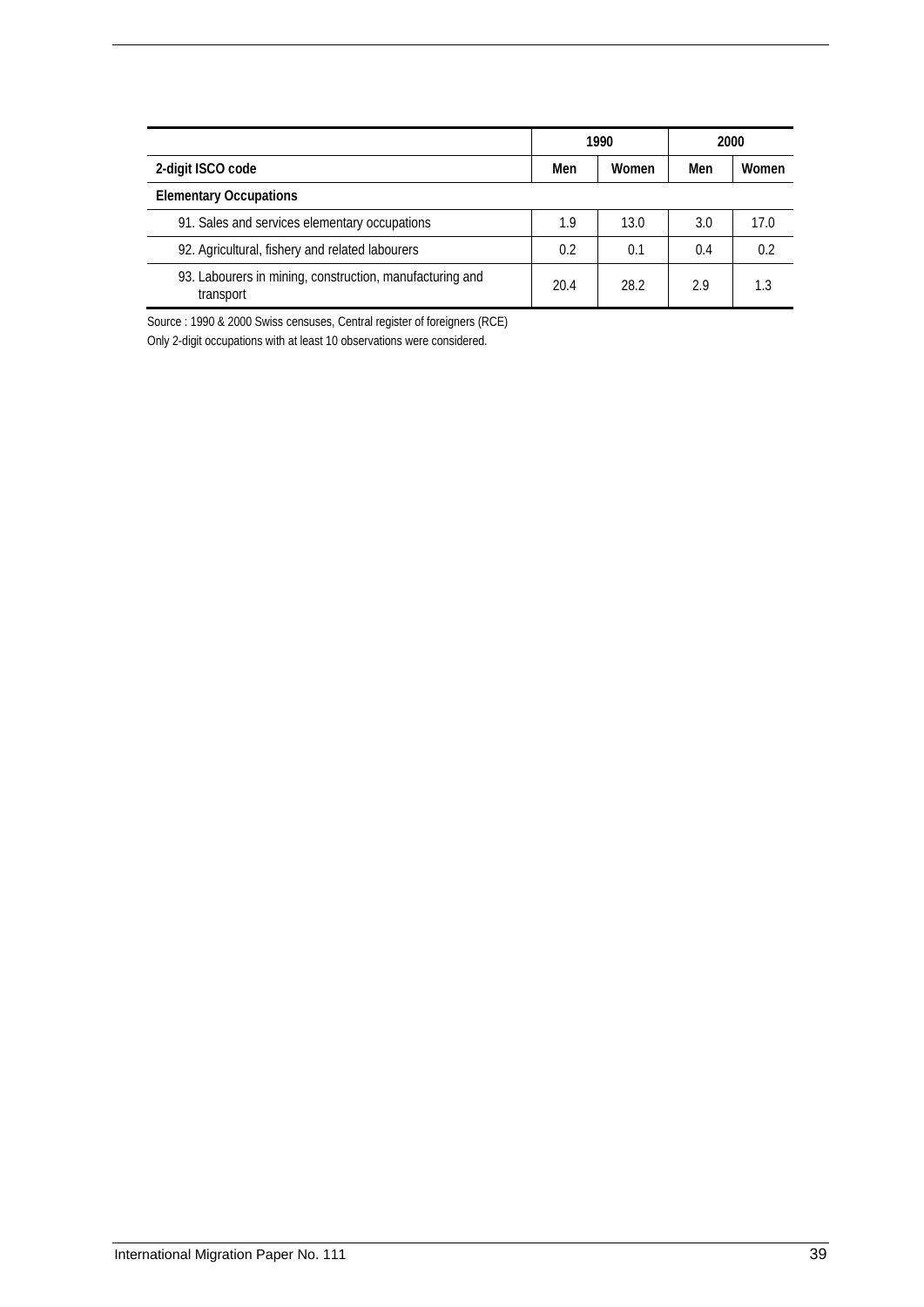| | 1990 | | 2000 | |
|---|---|---|---|---|
| **2-digit ISCO code** | **Men** | **Women** | **Men** | **Women** |
| **Elementary Occupations** | | | | |
| 91. Sales and services elementary occupations | 1.9 | 13.0 | 3.0 | 17.0 |
| 92. Agricultural, fishery and related labourers | 0.2 | 0.1 | 0.4 | 0.2 |
| 93. Labourers in mining, construction, manufacturing and transport | 20.4 | 28.2 | 2.9 | 1.3 |

Source : 1990 & 2000 Swiss censuses, Central register of foreigners (RCE)

Only 2-digit occupations with at least 10 observations were considered.